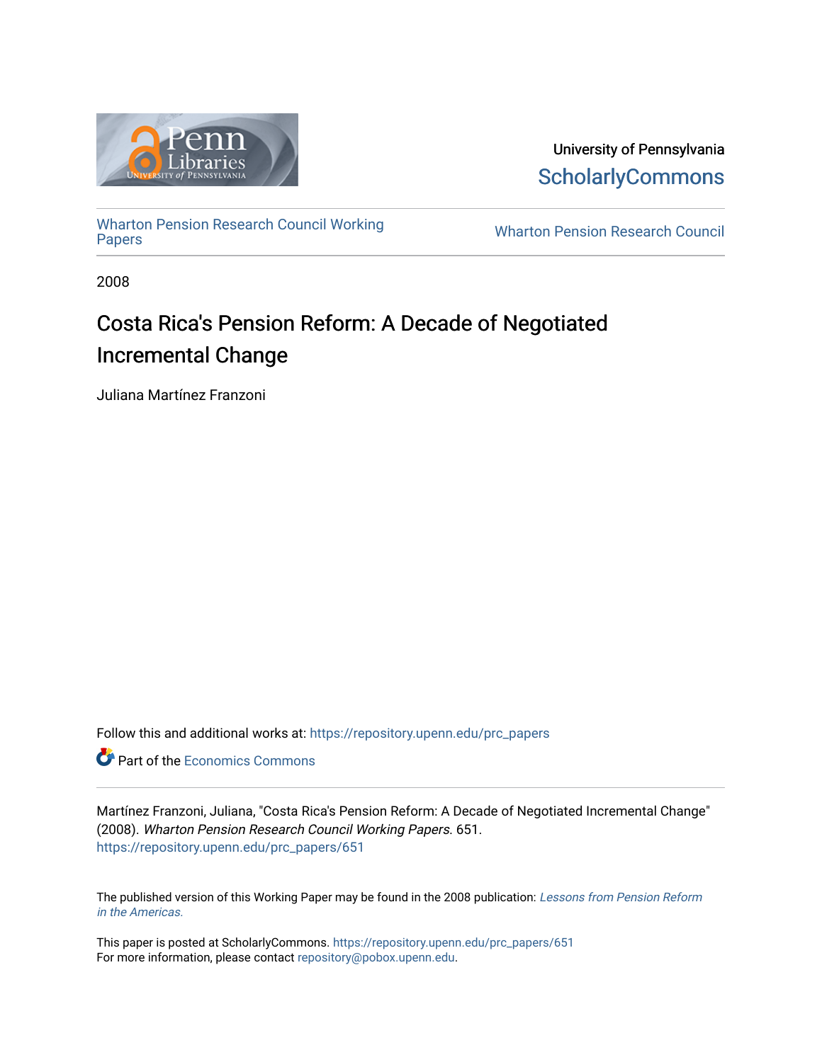University of Pennsylvania
ScholarlyCommons

Wharton Pension Research Council Working Papers

Wharton Pension Research Council

2008

# Costa Rica's Pension Reform: A Decade of Negotiated Incremental Change

Juliana Martínez Franzoni

Follow this and additional works at: https://repository.upenn.edu/prc_papers

Part of the Economics Commons

Martínez Franzoni, Juliana, "Costa Rica's Pension Reform: A Decade of Negotiated Incremental Change" (2008). *Wharton Pension Research Council Working Papers*. 651.
https://repository.upenn.edu/prc_papers/651

The published version of this Working Paper may be found in the 2008 publication: *Lessons from Pension Reform in the Americas.*

This paper is posted at ScholarlyCommons. https://repository.upenn.edu/prc_papers/651
For more information, please contact repository@pobox.upenn.edu.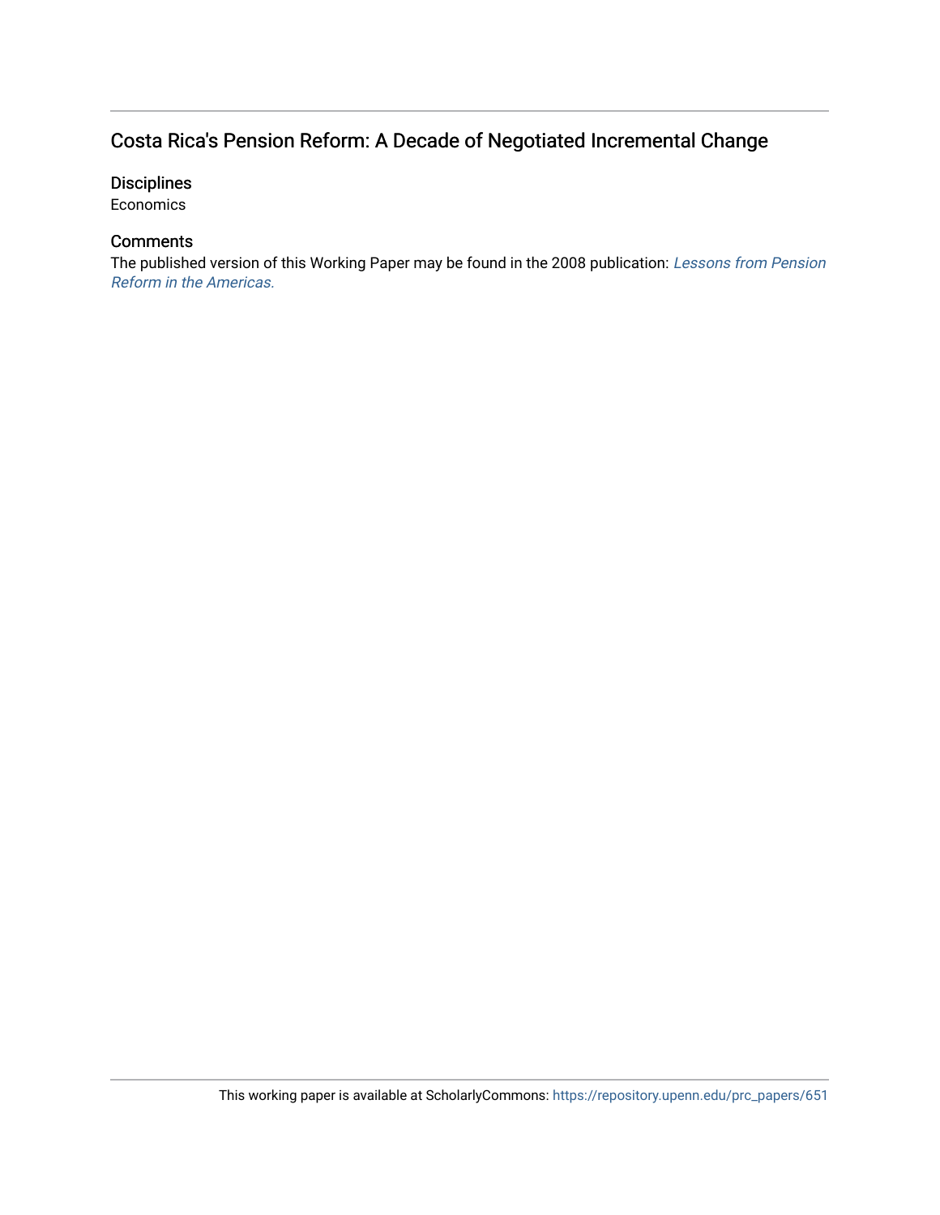# Costa Rica's Pension Reform: A Decade of Negotiated Incremental Change

## Disciplines

Economics

## Comments

The published version of this Working Paper may be found in the 2008 publication: *Lessons from Pension Reform in the Americas.*

This working paper is available at ScholarlyCommons: https://repository.upenn.edu/prc_papers/651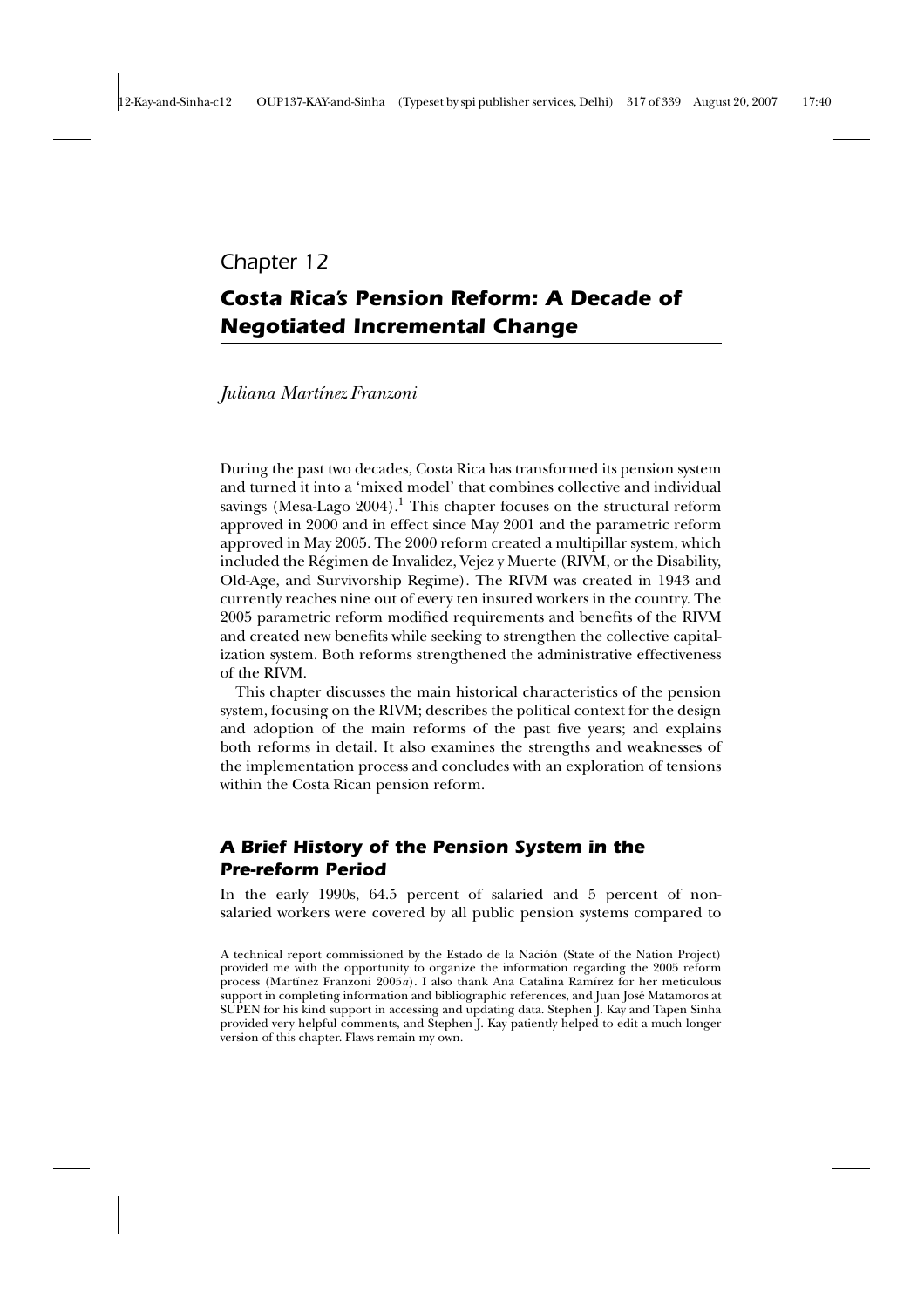Chapter 12

# Costa Rica's Pension Reform: A Decade of Negotiated Incremental Change

*Juliana Martínez Franzoni*

During the past two decades, Costa Rica has transformed its pension system and turned it into a 'mixed model' that combines collective and individual savings (Mesa-Lago 2004).[1] This chapter focuses on the structural reform approved in 2000 and in effect since May 2001 and the parametric reform approved in May 2005. The 2000 reform created a multipillar system, which included the Régimen de Invalidez, Vejez y Muerte (RIVM, or the Disability, Old-Age, and Survivorship Regime). The RIVM was created in 1943 and currently reaches nine out of every ten insured workers in the country. The 2005 parametric reform modified requirements and benefits of the RIVM and created new benefits while seeking to strengthen the collective capitalization system. Both reforms strengthened the administrative effectiveness of the RIVM.

This chapter discusses the main historical characteristics of the pension system, focusing on the RIVM; describes the political context for the design and adoption of the main reforms of the past five years; and explains both reforms in detail. It also examines the strengths and weaknesses of the implementation process and concludes with an exploration of tensions within the Costa Rican pension reform.

## A Brief History of the Pension System in the Pre-reform Period

In the early 1990s, 64.5 percent of salaried and 5 percent of non-salaried workers were covered by all public pension systems compared to

A technical report commissioned by the Estado de la Nación (State of the Nation Project) provided me with the opportunity to organize the information regarding the 2005 reform process (Martínez Franzoni 2005*a*). I also thank Ana Catalina Ramírez for her meticulous support in completing information and bibliographic references, and Juan José Matamoros at SUPEN for his kind support in accessing and updating data. Stephen J. Kay and Tapen Sinha provided very helpful comments, and Stephen J. Kay patiently helped to edit a much longer version of this chapter. Flaws remain my own.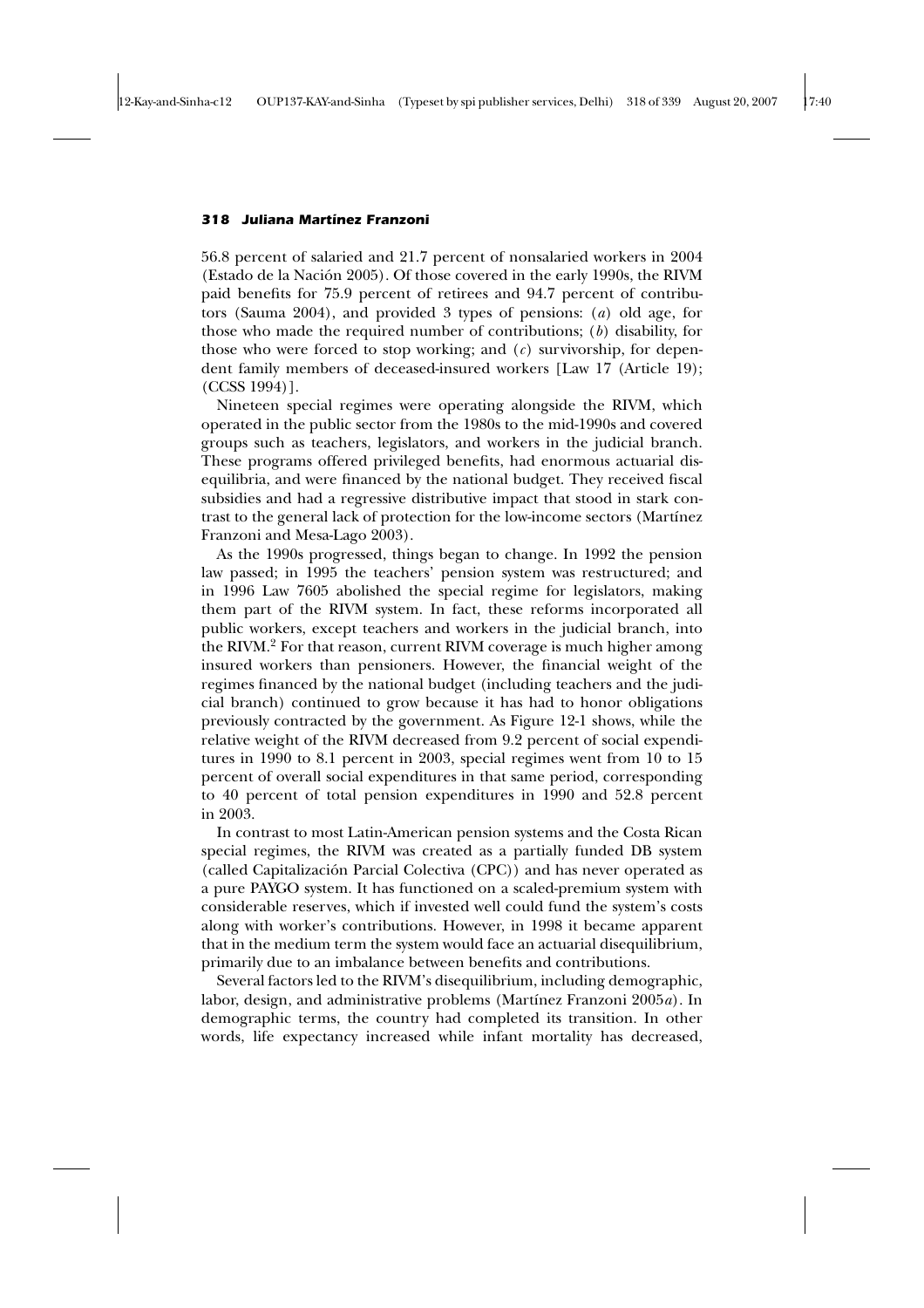56.8 percent of salaried and 21.7 percent of nonsalaried workers in 2004 (Estado de la Nación 2005). Of those covered in the early 1990s, the RIVM paid benefits for 75.9 percent of retirees and 94.7 percent of contributors (Sauma 2004), and provided 3 types of pensions: (*a*) old age, for those who made the required number of contributions; (*b*) disability, for those who were forced to stop working; and (*c*) survivorship, for dependent family members of deceased-insured workers [Law 17 (Article 19); (CCSS 1994)].

Nineteen special regimes were operating alongside the RIVM, which operated in the public sector from the 1980s to the mid-1990s and covered groups such as teachers, legislators, and workers in the judicial branch. These programs offered privileged benefits, had enormous actuarial disequilibria, and were financed by the national budget. They received fiscal subsidies and had a regressive distributive impact that stood in stark contrast to the general lack of protection for the low-income sectors (Martínez Franzoni and Mesa-Lago 2003).

As the 1990s progressed, things began to change. In 1992 the pension law passed; in 1995 the teachers' pension system was restructured; and in 1996 Law 7605 abolished the special regime for legislators, making them part of the RIVM system. In fact, these reforms incorporated all public workers, except teachers and workers in the judicial branch, into the RIVM.[2] For that reason, current RIVM coverage is much higher among insured workers than pensioners. However, the financial weight of the regimes financed by the national budget (including teachers and the judicial branch) continued to grow because it has had to honor obligations previously contracted by the government. As Figure 12-1 shows, while the relative weight of the RIVM decreased from 9.2 percent of social expenditures in 1990 to 8.1 percent in 2003, special regimes went from 10 to 15 percent of overall social expenditures in that same period, corresponding to 40 percent of total pension expenditures in 1990 and 52.8 percent in 2003.

In contrast to most Latin-American pension systems and the Costa Rican special regimes, the RIVM was created as a partially funded DB system (called Capitalización Parcial Colectiva (CPC)) and has never operated as a pure PAYGO system. It has functioned on a scaled-premium system with considerable reserves, which if invested well could fund the system's costs along with worker's contributions. However, in 1998 it became apparent that in the medium term the system would face an actuarial disequilibrium, primarily due to an imbalance between benefits and contributions.

Several factors led to the RIVM's disequilibrium, including demographic, labor, design, and administrative problems (Martínez Franzoni 2005*a*). In demographic terms, the country had completed its transition. In other words, life expectancy increased while infant mortality has decreased,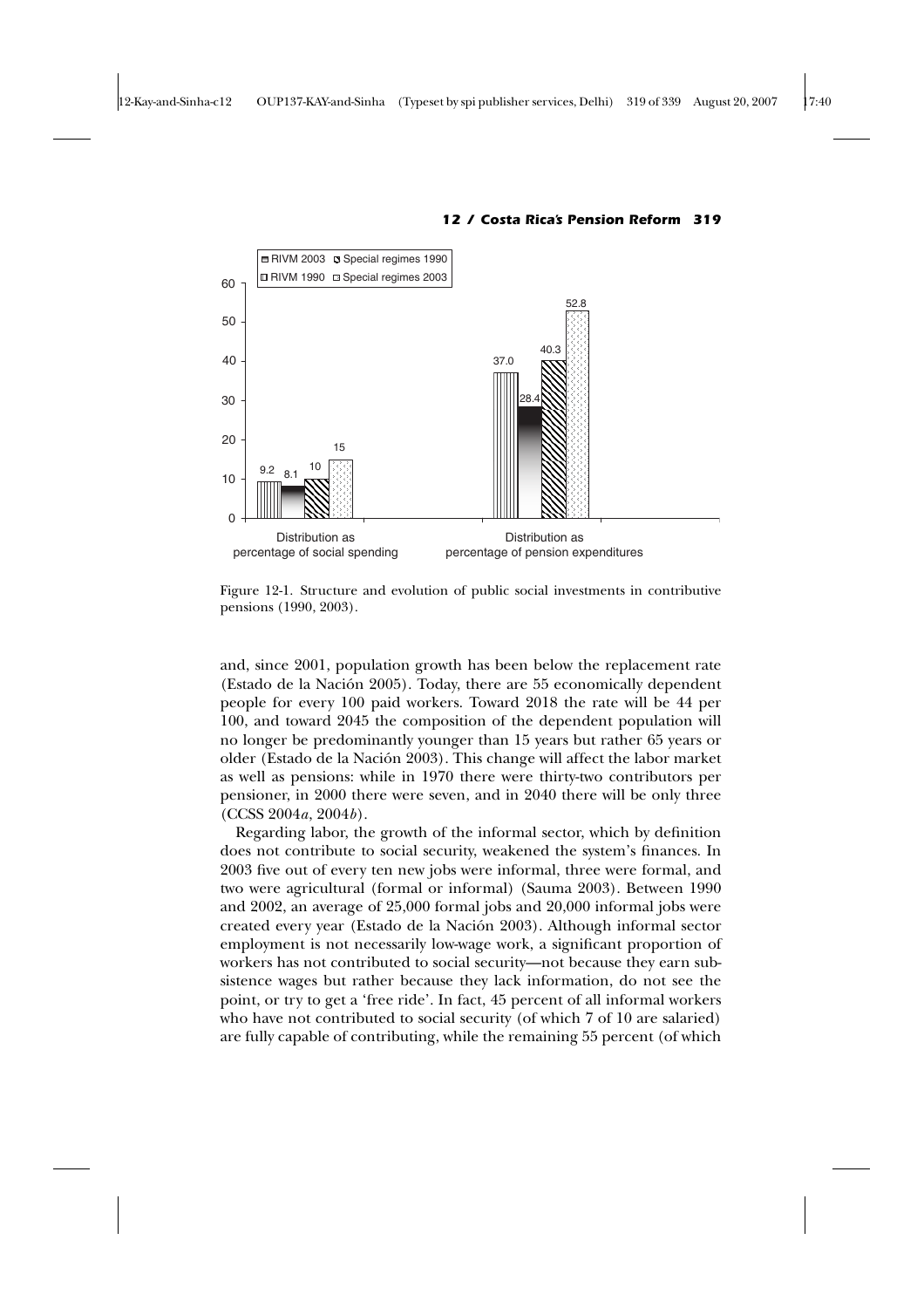| | RIVM 1990 | RIVM 2003 | Special regimes 1990 | Special regimes 2003 |
|---|---|---|---|---|
| Distribution as percentage of social spending | 9.2 | 8.1 | 10 | 15 |
| Distribution as percentage of pension expenditures | 37.0 | 28.4 | 40.3 | 52.8 |

Figure 12-1. Structure and evolution of public social investments in contributive pensions (1990, 2003).

and, since 2001, population growth has been below the replacement rate (Estado de la Nación 2005). Today, there are 55 economically dependent people for every 100 paid workers. Toward 2018 the rate will be 44 per 100, and toward 2045 the composition of the dependent population will no longer be predominantly younger than 15 years but rather 65 years or older (Estado de la Nación 2003). This change will affect the labor market as well as pensions: while in 1970 there were thirty-two contributors per pensioner, in 2000 there were seven, and in 2040 there will be only three (CCSS 2004*a*, 2004*b*).

Regarding labor, the growth of the informal sector, which by definition does not contribute to social security, weakened the system's finances. In 2003 five out of every ten new jobs were informal, three were formal, and two were agricultural (formal or informal) (Sauma 2003). Between 1990 and 2002, an average of 25,000 formal jobs and 20,000 informal jobs were created every year (Estado de la Nación 2003). Although informal sector employment is not necessarily low-wage work, a significant proportion of workers has not contributed to social security—not because they earn subsistence wages but rather because they lack information, do not see the point, or try to get a 'free ride'. In fact, 45 percent of all informal workers who have not contributed to social security (of which 7 of 10 are salaried) are fully capable of contributing, while the remaining 55 percent (of which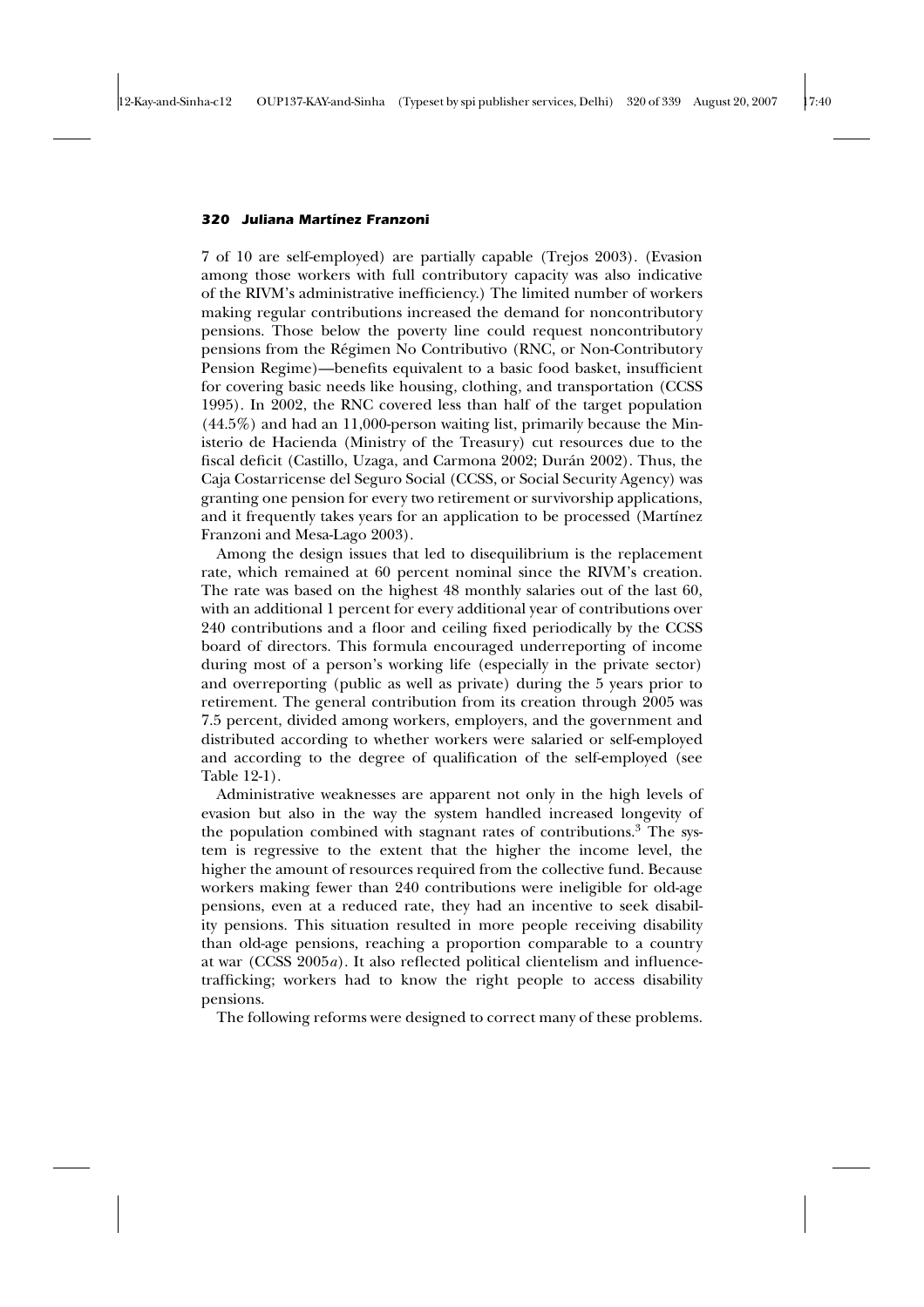7 of 10 are self-employed) are partially capable (Trejos 2003). (Evasion among those workers with full contributory capacity was also indicative of the RIVM's administrative inefficiency.) The limited number of workers making regular contributions increased the demand for noncontributory pensions. Those below the poverty line could request noncontributory pensions from the Régimen No Contributivo (RNC, or Non-Contributory Pension Regime)—benefits equivalent to a basic food basket, insufficient for covering basic needs like housing, clothing, and transportation (CCSS 1995). In 2002, the RNC covered less than half of the target population (44.5%) and had an 11,000-person waiting list, primarily because the Ministerio de Hacienda (Ministry of the Treasury) cut resources due to the fiscal deficit (Castillo, Uzaga, and Carmona 2002; Durán 2002). Thus, the Caja Costarricense del Seguro Social (CCSS, or Social Security Agency) was granting one pension for every two retirement or survivorship applications, and it frequently takes years for an application to be processed (Martínez Franzoni and Mesa-Lago 2003).

Among the design issues that led to disequilibrium is the replacement rate, which remained at 60 percent nominal since the RIVM's creation. The rate was based on the highest 48 monthly salaries out of the last 60, with an additional 1 percent for every additional year of contributions over 240 contributions and a floor and ceiling fixed periodically by the CCSS board of directors. This formula encouraged underreporting of income during most of a person's working life (especially in the private sector) and overreporting (public as well as private) during the 5 years prior to retirement. The general contribution from its creation through 2005 was 7.5 percent, divided among workers, employers, and the government and distributed according to whether workers were salaried or self-employed and according to the degree of qualification of the self-employed (see Table 12-1).

Administrative weaknesses are apparent not only in the high levels of evasion but also in the way the system handled increased longevity of the population combined with stagnant rates of contributions.[3] The system is regressive to the extent that the higher the income level, the higher the amount of resources required from the collective fund. Because workers making fewer than 240 contributions were ineligible for old-age pensions, even at a reduced rate, they had an incentive to seek disability pensions. This situation resulted in more people receiving disability than old-age pensions, reaching a proportion comparable to a country at war (CCSS 2005*a*). It also reflected political clientelism and influence-trafficking; workers had to know the right people to access disability pensions.

The following reforms were designed to correct many of these problems.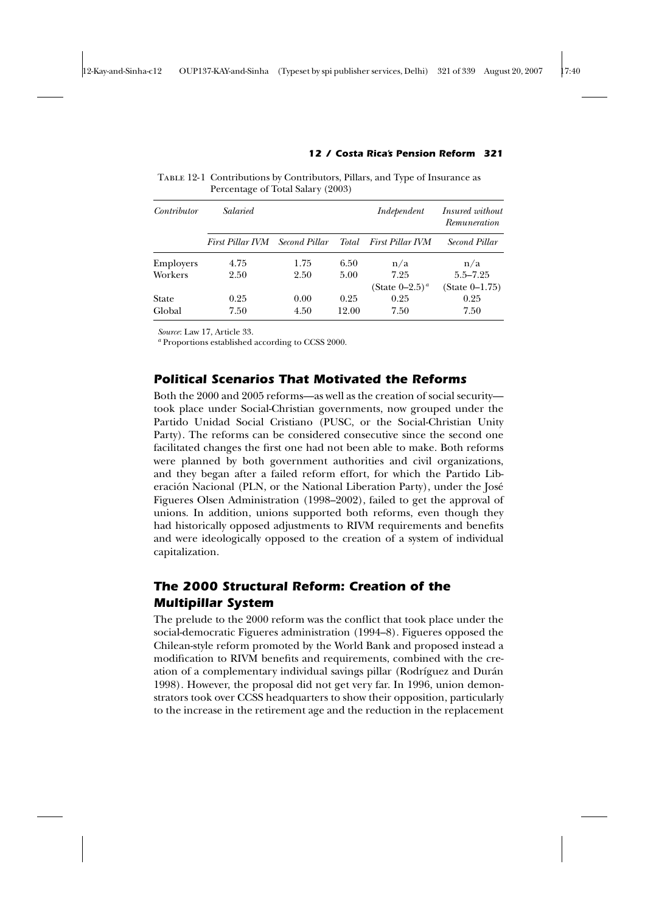Table 12-1 Contributions by Contributors, Pillars, and Type of Insurance as Percentage of Total Salary (2003)

| *Contributor* | *Salaried* | | | *Independent* | *Insured without Remuneration* |
|---|---|---|---|---|---|
| | *First Pillar IVM* | *Second Pillar* | *Total* | *First Pillar IVM* | *Second Pillar* |
| Employers | 4.75 | 1.75 | 6.50 | n/a | n/a |
| Workers | 2.50 | 2.50 | 5.00 | 7.25 (State 0–2.5)[a] | 5.5–7.25 (State 0–1.75) |
| State | 0.25 | 0.00 | 0.25 | 0.25 | 0.25 |
| Global | 7.50 | 4.50 | 12.00 | 7.50 | 7.50 |

*Source*: Law 17, Article 33.

[a] Proportions established according to CCSS 2000.

## Political Scenarios That Motivated the Reforms

Both the 2000 and 2005 reforms—as well as the creation of social security—took place under Social-Christian governments, now grouped under the Partido Unidad Social Cristiano (PUSC, or the Social-Christian Unity Party). The reforms can be considered consecutive since the second one facilitated changes the first one had not been able to make. Both reforms were planned by both government authorities and civil organizations, and they began after a failed reform effort, for which the Partido Liberación Nacional (PLN, or the National Liberation Party), under the José Figueres Olsen Administration (1998–2002), failed to get the approval of unions. In addition, unions supported both reforms, even though they had historically opposed adjustments to RIVM requirements and benefits and were ideologically opposed to the creation of a system of individual capitalization.

## The 2000 Structural Reform: Creation of the Multipillar System

The prelude to the 2000 reform was the conflict that took place under the social-democratic Figueres administration (1994–8). Figueres opposed the Chilean-style reform promoted by the World Bank and proposed instead a modification to RIVM benefits and requirements, combined with the creation of a complementary individual savings pillar (Rodríguez and Durán 1998). However, the proposal did not get very far. In 1996, union demonstrators took over CCSS headquarters to show their opposition, particularly to the increase in the retirement age and the reduction in the replacement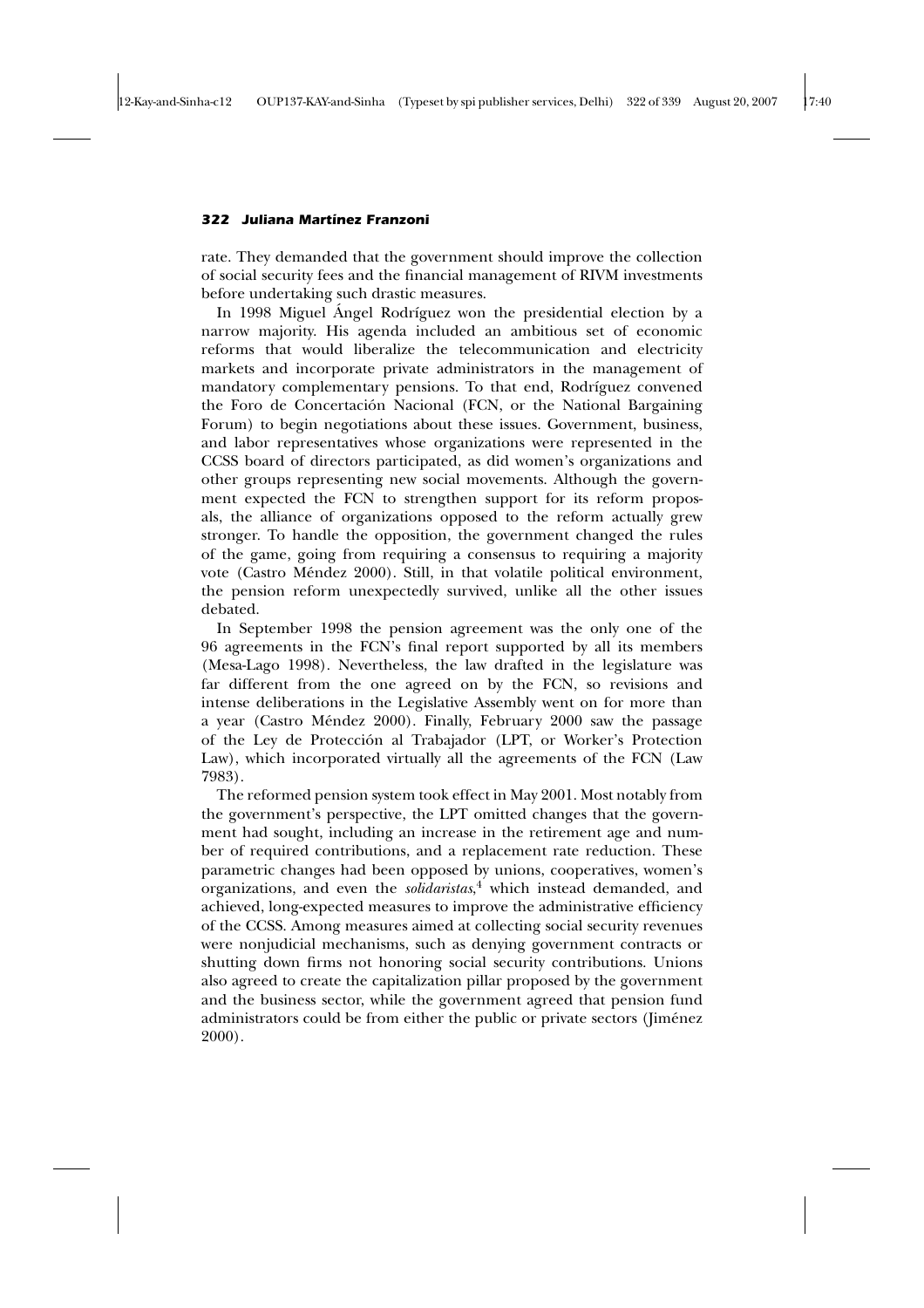rate. They demanded that the government should improve the collection of social security fees and the financial management of RIVM investments before undertaking such drastic measures.

In 1998 Miguel Ángel Rodríguez won the presidential election by a narrow majority. His agenda included an ambitious set of economic reforms that would liberalize the telecommunication and electricity markets and incorporate private administrators in the management of mandatory complementary pensions. To that end, Rodríguez convened the Foro de Concertación Nacional (FCN, or the National Bargaining Forum) to begin negotiations about these issues. Government, business, and labor representatives whose organizations were represented in the CCSS board of directors participated, as did women's organizations and other groups representing new social movements. Although the government expected the FCN to strengthen support for its reform proposals, the alliance of organizations opposed to the reform actually grew stronger. To handle the opposition, the government changed the rules of the game, going from requiring a consensus to requiring a majority vote (Castro Méndez 2000). Still, in that volatile political environment, the pension reform unexpectedly survived, unlike all the other issues debated.

In September 1998 the pension agreement was the only one of the 96 agreements in the FCN's final report supported by all its members (Mesa-Lago 1998). Nevertheless, the law drafted in the legislature was far different from the one agreed on by the FCN, so revisions and intense deliberations in the Legislative Assembly went on for more than a year (Castro Méndez 2000). Finally, February 2000 saw the passage of the Ley de Protección al Trabajador (LPT, or Worker's Protection Law), which incorporated virtually all the agreements of the FCN (Law 7983).

The reformed pension system took effect in May 2001. Most notably from the government's perspective, the LPT omitted changes that the government had sought, including an increase in the retirement age and number of required contributions, and a replacement rate reduction. These parametric changes had been opposed by unions, cooperatives, women's organizations, and even the *solidaristas*,[4] which instead demanded, and achieved, long-expected measures to improve the administrative efficiency of the CCSS. Among measures aimed at collecting social security revenues were nonjudicial mechanisms, such as denying government contracts or shutting down firms not honoring social security contributions. Unions also agreed to create the capitalization pillar proposed by the government and the business sector, while the government agreed that pension fund administrators could be from either the public or private sectors (Jiménez 2000).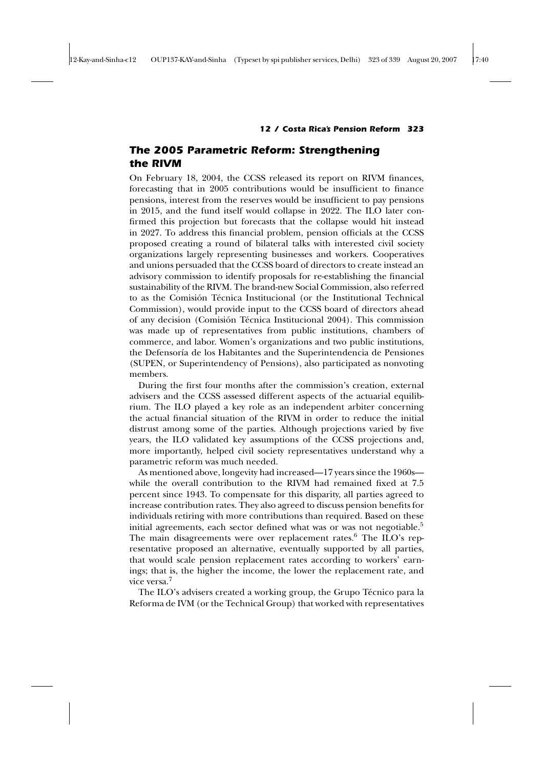## The 2005 Parametric Reform: Strengthening the RIVM

On February 18, 2004, the CCSS released its report on RIVM finances, forecasting that in 2005 contributions would be insufficient to finance pensions, interest from the reserves would be insufficient to pay pensions in 2015, and the fund itself would collapse in 2022. The ILO later confirmed this projection but forecasts that the collapse would hit instead in 2027. To address this financial problem, pension officials at the CCSS proposed creating a round of bilateral talks with interested civil society organizations largely representing businesses and workers. Cooperatives and unions persuaded that the CCSS board of directors to create instead an advisory commission to identify proposals for re-establishing the financial sustainability of the RIVM. The brand-new Social Commission, also referred to as the Comisión Técnica Institucional (or the Institutional Technical Commission), would provide input to the CCSS board of directors ahead of any decision (Comisión Técnica Institucional 2004). This commission was made up of representatives from public institutions, chambers of commerce, and labor. Women's organizations and two public institutions, the Defensoría de los Habitantes and the Superintendencia de Pensiones (SUPEN, or Superintendency of Pensions), also participated as nonvoting members.

During the first four months after the commission's creation, external advisers and the CCSS assessed different aspects of the actuarial equilibrium. The ILO played a key role as an independent arbiter concerning the actual financial situation of the RIVM in order to reduce the initial distrust among some of the parties. Although projections varied by five years, the ILO validated key assumptions of the CCSS projections and, more importantly, helped civil society representatives understand why a parametric reform was much needed.

As mentioned above, longevity had increased—17 years since the 1960s—while the overall contribution to the RIVM had remained fixed at 7.5 percent since 1943. To compensate for this disparity, all parties agreed to increase contribution rates. They also agreed to discuss pension benefits for individuals retiring with more contributions than required. Based on these initial agreements, each sector defined what was or was not negotiable.[5] The main disagreements were over replacement rates.[6] The ILO's representative proposed an alternative, eventually supported by all parties, that would scale pension replacement rates according to workers' earnings; that is, the higher the income, the lower the replacement rate, and vice versa.[7]

The ILO's advisers created a working group, the Grupo Técnico para la Reforma de IVM (or the Technical Group) that worked with representatives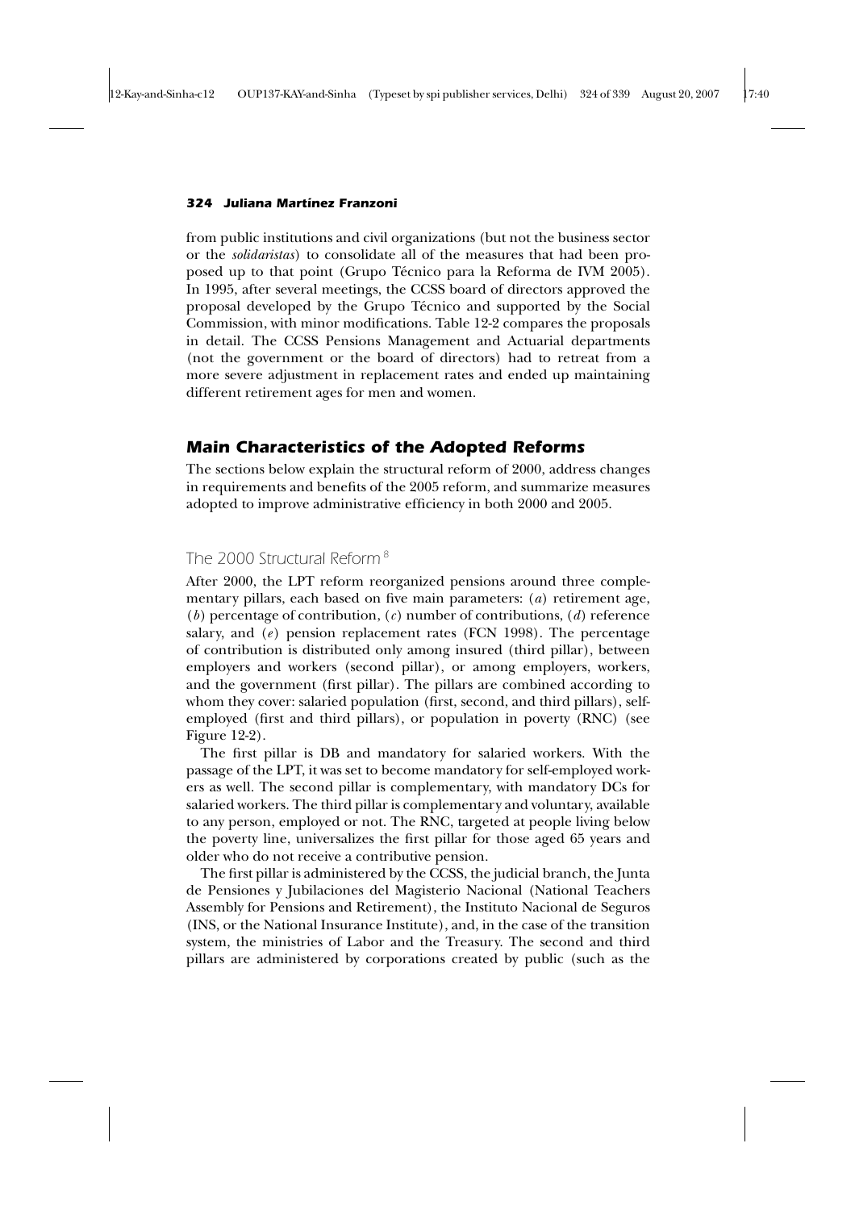from public institutions and civil organizations (but not the business sector or the *solidaristas*) to consolidate all of the measures that had been proposed up to that point (Grupo Técnico para la Reforma de IVM 2005). In 1995, after several meetings, the CCSS board of directors approved the proposal developed by the Grupo Técnico and supported by the Social Commission, with minor modifications. Table 12-2 compares the proposals in detail. The CCSS Pensions Management and Actuarial departments (not the government or the board of directors) had to retreat from a more severe adjustment in replacement rates and ended up maintaining different retirement ages for men and women.

## Main Characteristics of the Adopted Reforms

The sections below explain the structural reform of 2000, address changes in requirements and benefits of the 2005 reform, and summarize measures adopted to improve administrative efficiency in both 2000 and 2005.

### The 2000 Structural Reform [8]

After 2000, the LPT reform reorganized pensions around three complementary pillars, each based on five main parameters: (*a*) retirement age, (*b*) percentage of contribution, (*c*) number of contributions, (*d*) reference salary, and (*e*) pension replacement rates (FCN 1998). The percentage of contribution is distributed only among insured (third pillar), between employers and workers (second pillar), or among employers, workers, and the government (first pillar). The pillars are combined according to whom they cover: salaried population (first, second, and third pillars), self-employed (first and third pillars), or population in poverty (RNC) (see Figure 12-2).

The first pillar is DB and mandatory for salaried workers. With the passage of the LPT, it was set to become mandatory for self-employed workers as well. The second pillar is complementary, with mandatory DCs for salaried workers. The third pillar is complementary and voluntary, available to any person, employed or not. The RNC, targeted at people living below the poverty line, universalizes the first pillar for those aged 65 years and older who do not receive a contributive pension.

The first pillar is administered by the CCSS, the judicial branch, the Junta de Pensiones y Jubilaciones del Magisterio Nacional (National Teachers Assembly for Pensions and Retirement), the Instituto Nacional de Seguros (INS, or the National Insurance Institute), and, in the case of the transition system, the ministries of Labor and the Treasury. The second and third pillars are administered by corporations created by public (such as the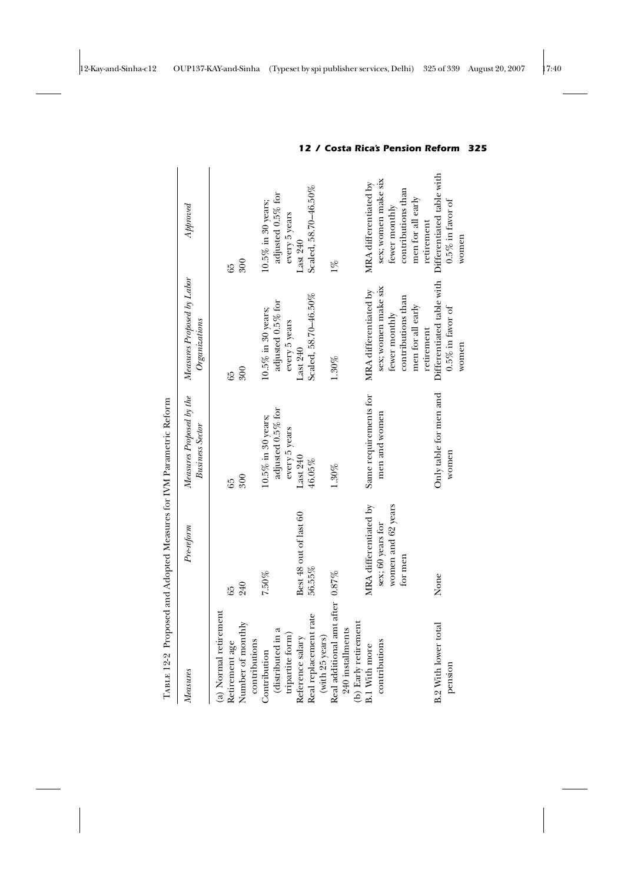Table 12-2 Proposed and Adopted Measures for IVM Parametric Reform

| *Measures* | *Pre-reform* | *Measures Proposed by the Business Sector* | *Measures Proposed by Labor Organizations* | *Approved* |
|---|---|---|---|---|
| (a) Normal retirement | | | | |
| Retirement age | 65 | 65 | 65 | 65 |
| Number of monthly contributions | 240 | 300 | 300 | 300 |
| Contribution (distributed in a tripartite form) | 7.50% | 10.5% in 30 years; adjusted 0.5% for every 5 years | 10.5% in 30 years; adjusted 0.5% for every 5 years | 10.5% in 30 years; adjusted 0.5% for every 5 years |
| Reference salary | Best 48 out of last 60 | Last 240 | Last 240 | Last 240 |
| Real replacement rate (with 25 years) | 56.55% | 46.05% | Scaled, 58.70–46.50% | Scaled, 58.70–46.50% |
| Real additional amt after 240 installments | 0.87% | 1.30% | 1.30% | 1% |
| (b) Early retirement | | | | |
| B.1 With more contributions | MRA differentiated by sex; 60 years for women and 62 years for men | Same requirements for men and women | MRA differentiated by sex; women make six fewer monthly contributions than men for all early retirement | MRA differentiated by sex; women make six fewer monthly contributions than men for all early retirement |
| B.2 With lower total pension | None | Only table for men and women | Differentiated table with 0.5% in favor of women | Differentiated table with 0.5% in favor of women |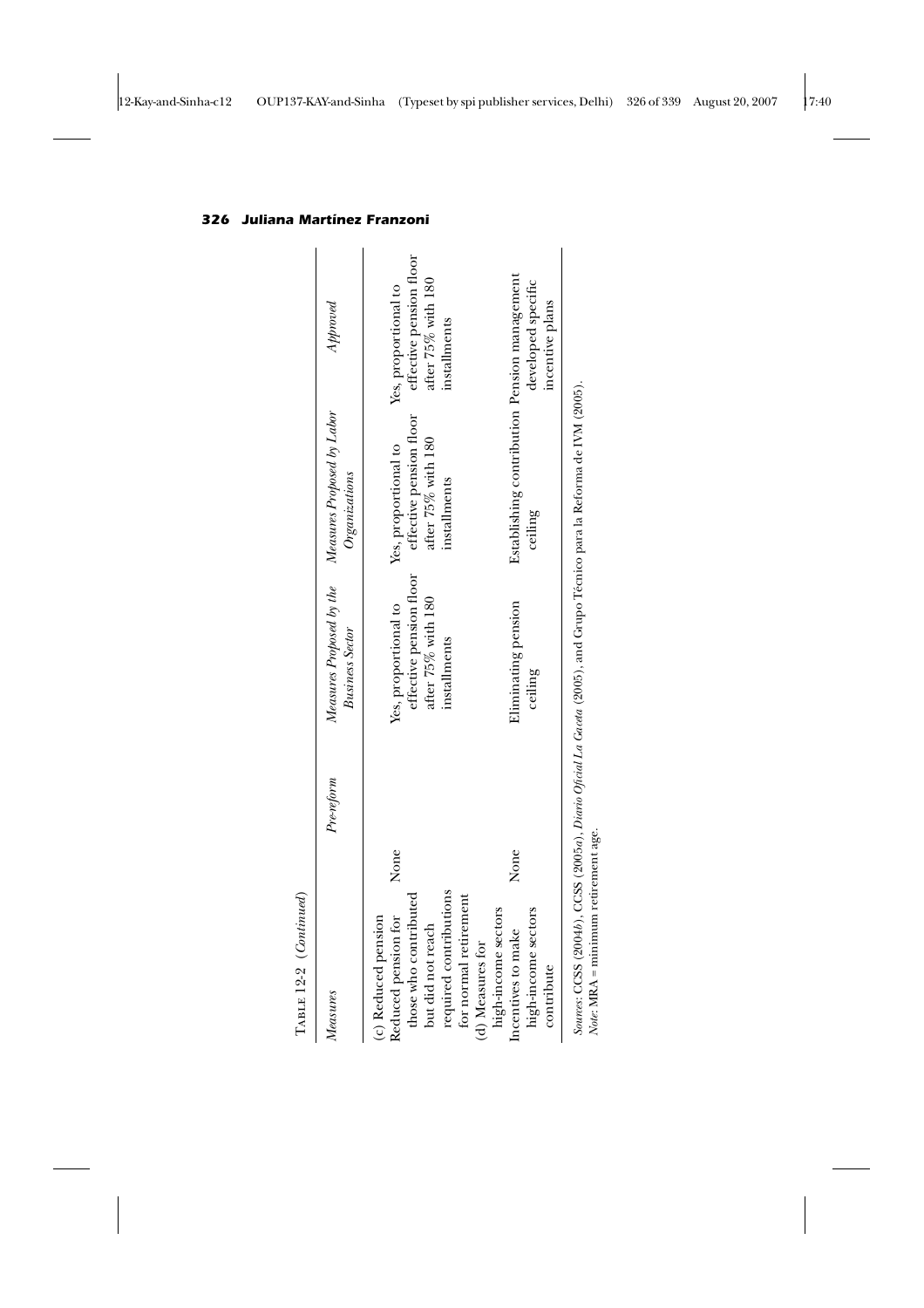Table 12-2 (*Continued*)

| *Measures* | *Pre-reform* | *Measures Proposed by the Business Sector* | *Measures Proposed by Labor Organizations* | *Approved* |
|---|---|---|---|---|
| (c) Reduced pension | | | | |
| Reduced pension for those who contributed but did not reach required contributions for normal retirement | None | Yes, proportional to effective pension floor after 75% with 180 installments | Yes, proportional to effective pension floor after 75% with 180 installments | Yes, proportional to effective pension floor after 75% with 180 installments |
| (d) Measures for high-income sectors | | | | |
| Incentives to make high-income sectors contribute | None | Eliminating pension ceiling | Establishing contribution ceiling | Pension management developed specific incentive plans |

*Sources*: CCSS (2004*b*), CCSS (2005*a*), *Diario Oficial La Gaceta* (2005), and Grupo Técnico para la Reforma de IVM (2005).
*Note*: MRA = minimum retirement age.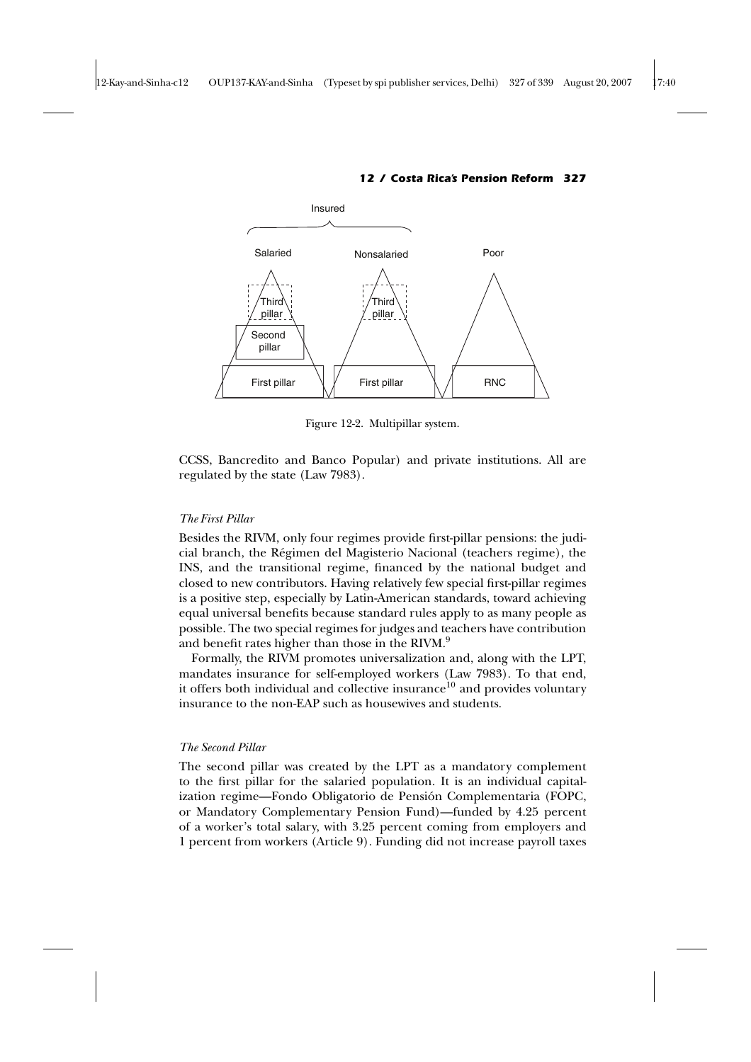Insured

Salaried | Nonsalaried | Poor

Third pillar | Third pillar

Second pillar

First pillar | First pillar | RNC

Figure 12-2. Multipillar system.

CCSS, Bancredito and Banco Popular) and private institutions. All are regulated by the state (Law 7983).

### *The First Pillar*

Besides the RIVM, only four regimes provide first-pillar pensions: the judicial branch, the Régimen del Magisterio Nacional (teachers regime), the INS, and the transitional regime, financed by the national budget and closed to new contributors. Having relatively few special first-pillar regimes is a positive step, especially by Latin-American standards, toward achieving equal universal benefits because standard rules apply to as many people as possible. The two special regimes for judges and teachers have contribution and benefit rates higher than those in the RIVM.[9]

Formally, the RIVM promotes universalization and, along with the LPT, mandates insurance for self-employed workers (Law 7983). To that end, it offers both individual and collective insurance[10] and provides voluntary insurance to the non-EAP such as housewives and students.

### *The Second Pillar*

The second pillar was created by the LPT as a mandatory complement to the first pillar for the salaried population. It is an individual capitalization regime—Fondo Obligatorio de Pensión Complementaria (FOPC, or Mandatory Complementary Pension Fund)—funded by 4.25 percent of a worker's total salary, with 3.25 percent coming from employers and 1 percent from workers (Article 9). Funding did not increase payroll taxes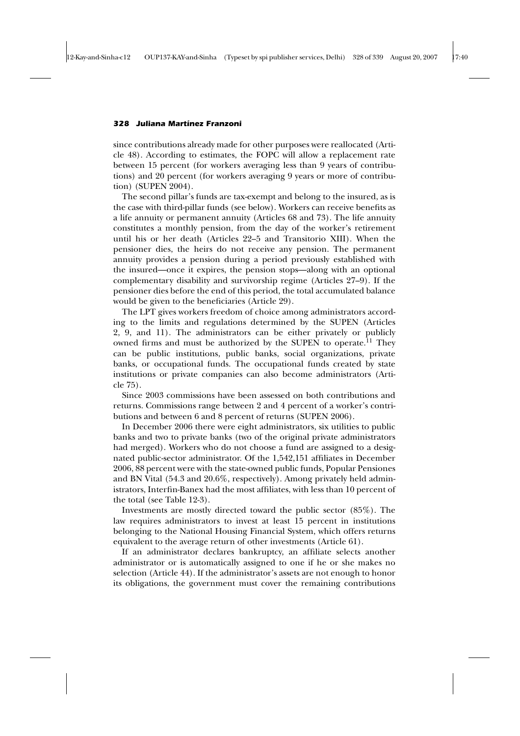since contributions already made for other purposes were reallocated (Article 48). According to estimates, the FOPC will allow a replacement rate between 15 percent (for workers averaging less than 9 years of contributions) and 20 percent (for workers averaging 9 years or more of contribution) (SUPEN 2004).

The second pillar's funds are tax-exempt and belong to the insured, as is the case with third-pillar funds (see below). Workers can receive benefits as a life annuity or permanent annuity (Articles 68 and 73). The life annuity constitutes a monthly pension, from the day of the worker's retirement until his or her death (Articles 22–5 and Transitorio XIII). When the pensioner dies, the heirs do not receive any pension. The permanent annuity provides a pension during a period previously established with the insured—once it expires, the pension stops—along with an optional complementary disability and survivorship regime (Articles 27–9). If the pensioner dies before the end of this period, the total accumulated balance would be given to the beneficiaries (Article 29).

The LPT gives workers freedom of choice among administrators according to the limits and regulations determined by the SUPEN (Articles 2, 9, and 11). The administrators can be either privately or publicly owned firms and must be authorized by the SUPEN to operate.[11] They can be public institutions, public banks, social organizations, private banks, or occupational funds. The occupational funds created by state institutions or private companies can also become administrators (Article 75).

Since 2003 commissions have been assessed on both contributions and returns. Commissions range between 2 and 4 percent of a worker's contributions and between 6 and 8 percent of returns (SUPEN 2006).

In December 2006 there were eight administrators, six utilities to public banks and two to private banks (two of the original private administrators had merged). Workers who do not choose a fund are assigned to a designated public-sector administrator. Of the 1,542,151 affiliates in December 2006, 88 percent were with the state-owned public funds, Popular Pensiones and BN Vital (54.3 and 20.6%, respectively). Among privately held administrators, Interfin-Banex had the most affiliates, with less than 10 percent of the total (see Table 12-3).

Investments are mostly directed toward the public sector (85%). The law requires administrators to invest at least 15 percent in institutions belonging to the National Housing Financial System, which offers returns equivalent to the average return of other investments (Article 61).

If an administrator declares bankruptcy, an affiliate selects another administrator or is automatically assigned to one if he or she makes no selection (Article 44). If the administrator's assets are not enough to honor its obligations, the government must cover the remaining contributions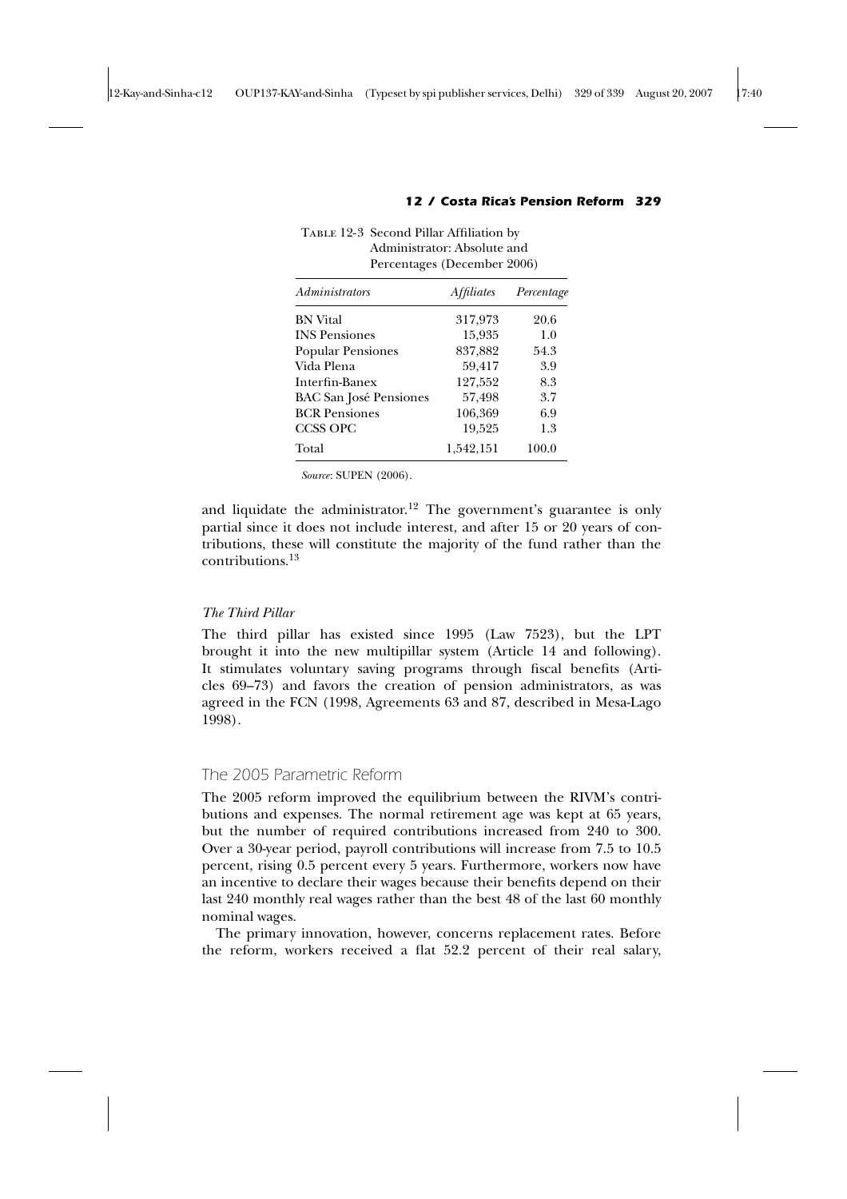Table 12-3 Second Pillar Affiliation by Administrator: Absolute and Percentages (December 2006)

| *Administrators* | *Affiliates* | *Percentage* |
|---|---|---|
| BN Vital | 317,973 | 20.6 |
| INS Pensiones | 15,935 | 1.0 |
| Popular Pensiones | 837,882 | 54.3 |
| Vida Plena | 59,417 | 3.9 |
| Interfin-Banex | 127,552 | 8.3 |
| BAC San José Pensiones | 57,498 | 3.7 |
| BCR Pensiones | 106,369 | 6.9 |
| CCSS OPC | 19,525 | 1.3 |
| Total | 1,542,151 | 100.0 |

*Source*: SUPEN (2006).

and liquidate the administrator.[12] The government's guarantee is only partial since it does not include interest, and after 15 or 20 years of contributions, these will constitute the majority of the fund rather than the contributions.[13]

### *The Third Pillar*

The third pillar has existed since 1995 (Law 7523), but the LPT brought it into the new multipillar system (Article 14 and following). It stimulates voluntary saving programs through fiscal benefits (Articles 69–73) and favors the creation of pension administrators, as was agreed in the FCN (1998, Agreements 63 and 87, described in Mesa-Lago 1998).

## The 2005 Parametric Reform

The 2005 reform improved the equilibrium between the RIVM's contributions and expenses. The normal retirement age was kept at 65 years, but the number of required contributions increased from 240 to 300. Over a 30-year period, payroll contributions will increase from 7.5 to 10.5 percent, rising 0.5 percent every 5 years. Furthermore, workers now have an incentive to declare their wages because their benefits depend on their last 240 monthly real wages rather than the best 48 of the last 60 monthly nominal wages.

The primary innovation, however, concerns replacement rates. Before the reform, workers received a flat 52.2 percent of their real salary,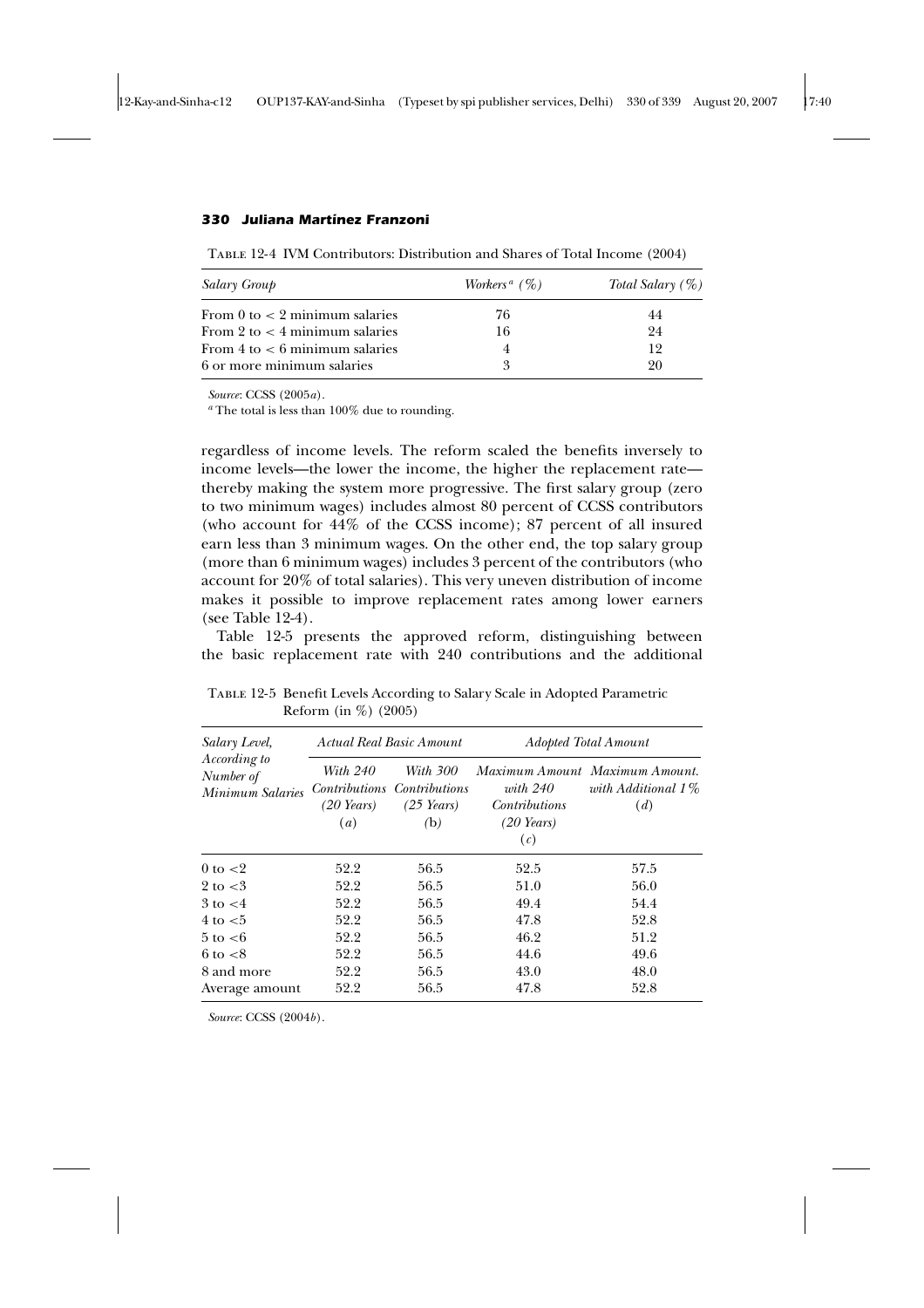Table 12-4 IVM Contributors: Distribution and Shares of Total Income (2004)

| Salary Group | Workers[a] (%) | Total Salary (%) |
|---|---|---|
| From 0 to < 2 minimum salaries | 76 | 44 |
| From 2 to < 4 minimum salaries | 16 | 24 |
| From 4 to < 6 minimum salaries | 4 | 12 |
| 6 or more minimum salaries | 3 | 20 |

*Source*: CCSS (2005*a*).

[a] The total is less than 100% due to rounding.

regardless of income levels. The reform scaled the benefits inversely to income levels—the lower the income, the higher the replacement rate—thereby making the system more progressive. The first salary group (zero to two minimum wages) includes almost 80 percent of CCSS contributors (who account for 44% of the CCSS income); 87 percent of all insured earn less than 3 minimum wages. On the other end, the top salary group (more than 6 minimum wages) includes 3 percent of the contributors (who account for 20% of total salaries). This very uneven distribution of income makes it possible to improve replacement rates among lower earners (see Table 12-4).

Table 12-5 presents the approved reform, distinguishing between the basic replacement rate with 240 contributions and the additional

Table 12-5 Benefit Levels According to Salary Scale in Adopted Parametric Reform (in %) (2005)

| Salary Level, According to Number of Minimum Salaries | Actual Real Basic Amount | | Adopted Total Amount | |
|---|---|---|---|---|
| | With 240 Contributions (20 Years) (a) | With 300 Contributions (25 Years) (b) | Maximum Amount with 240 Contributions (20 Years) (c) | Maximum Amount. with Additional 1% (d) |
| 0 to <2 | 52.2 | 56.5 | 52.5 | 57.5 |
| 2 to <3 | 52.2 | 56.5 | 51.0 | 56.0 |
| 3 to <4 | 52.2 | 56.5 | 49.4 | 54.4 |
| 4 to <5 | 52.2 | 56.5 | 47.8 | 52.8 |
| 5 to <6 | 52.2 | 56.5 | 46.2 | 51.2 |
| 6 to <8 | 52.2 | 56.5 | 44.6 | 49.6 |
| 8 and more | 52.2 | 56.5 | 43.0 | 48.0 |
| Average amount | 52.2 | 56.5 | 47.8 | 52.8 |

*Source*: CCSS (2004*b*).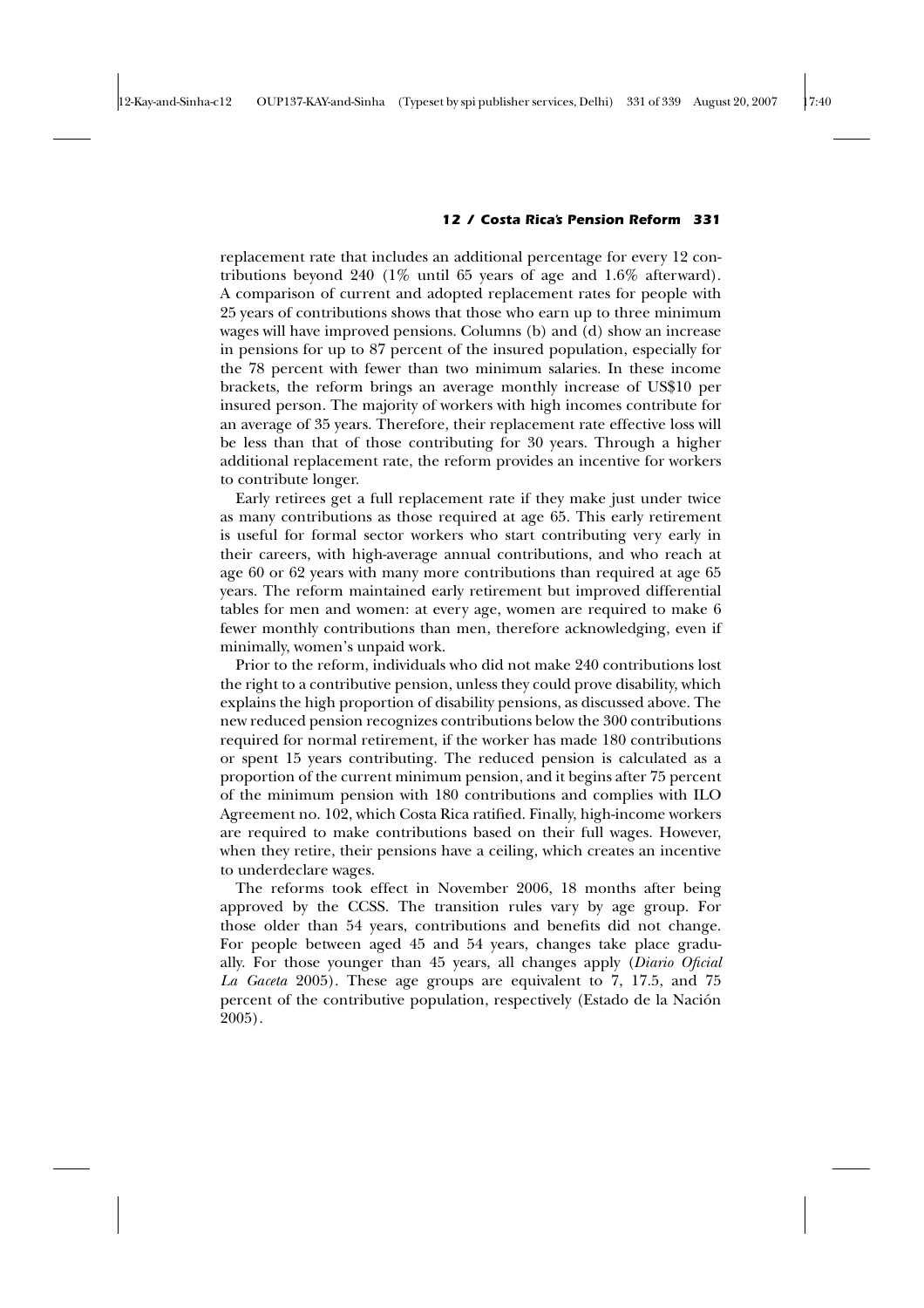replacement rate that includes an additional percentage for every 12 contributions beyond 240 (1% until 65 years of age and 1.6% afterward). A comparison of current and adopted replacement rates for people with 25 years of contributions shows that those who earn up to three minimum wages will have improved pensions. Columns (b) and (d) show an increase in pensions for up to 87 percent of the insured population, especially for the 78 percent with fewer than two minimum salaries. In these income brackets, the reform brings an average monthly increase of US$10 per insured person. The majority of workers with high incomes contribute for an average of 35 years. Therefore, their replacement rate effective loss will be less than that of those contributing for 30 years. Through a higher additional replacement rate, the reform provides an incentive for workers to contribute longer.

Early retirees get a full replacement rate if they make just under twice as many contributions as those required at age 65. This early retirement is useful for formal sector workers who start contributing very early in their careers, with high-average annual contributions, and who reach at age 60 or 62 years with many more contributions than required at age 65 years. The reform maintained early retirement but improved differential tables for men and women: at every age, women are required to make 6 fewer monthly contributions than men, therefore acknowledging, even if minimally, women's unpaid work.

Prior to the reform, individuals who did not make 240 contributions lost the right to a contributive pension, unless they could prove disability, which explains the high proportion of disability pensions, as discussed above. The new reduced pension recognizes contributions below the 300 contributions required for normal retirement, if the worker has made 180 contributions or spent 15 years contributing. The reduced pension is calculated as a proportion of the current minimum pension, and it begins after 75 percent of the minimum pension with 180 contributions and complies with ILO Agreement no. 102, which Costa Rica ratified. Finally, high-income workers are required to make contributions based on their full wages. However, when they retire, their pensions have a ceiling, which creates an incentive to underdeclare wages.

The reforms took effect in November 2006, 18 months after being approved by the CCSS. The transition rules vary by age group. For those older than 54 years, contributions and benefits did not change. For people between aged 45 and 54 years, changes take place gradually. For those younger than 45 years, all changes apply (*Diario Oficial La Gaceta* 2005). These age groups are equivalent to 7, 17.5, and 75 percent of the contributive population, respectively (Estado de la Nación 2005).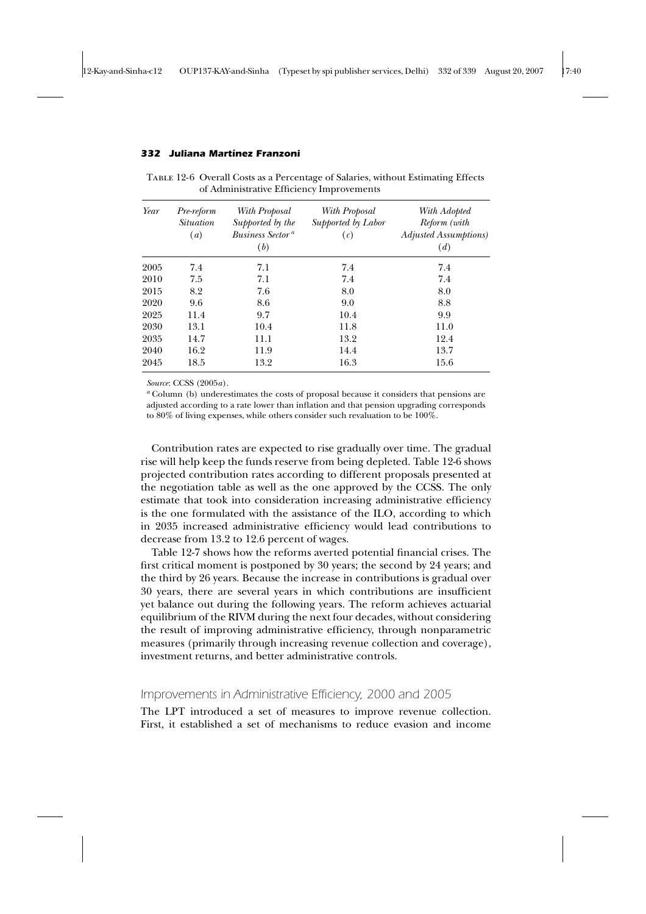Table 12-6 Overall Costs as a Percentage of Salaries, without Estimating Effects of Administrative Efficiency Improvements

| *Year* | *Pre-reform Situation* (*a*) | *With Proposal Supported by the Business Sector*[a] (*b*) | *With Proposal Supported by Labor* (*c*) | *With Adopted Reform (with Adjusted Assumptions)* (*d*) |
|---|---|---|---|---|
| 2005 | 7.4 | 7.1 | 7.4 | 7.4 |
| 2010 | 7.5 | 7.1 | 7.4 | 7.4 |
| 2015 | 8.2 | 7.6 | 8.0 | 8.0 |
| 2020 | 9.6 | 8.6 | 9.0 | 8.8 |
| 2025 | 11.4 | 9.7 | 10.4 | 9.9 |
| 2030 | 13.1 | 10.4 | 11.8 | 11.0 |
| 2035 | 14.7 | 11.1 | 13.2 | 12.4 |
| 2040 | 16.2 | 11.9 | 14.4 | 13.7 |
| 2045 | 18.5 | 13.2 | 16.3 | 15.6 |

*Source*: CCSS (2005*a*).

[a] Column (b) underestimates the costs of proposal because it considers that pensions are adjusted according to a rate lower than inflation and that pension upgrading corresponds to 80% of living expenses, while others consider such revaluation to be 100%.

Contribution rates are expected to rise gradually over time. The gradual rise will help keep the funds reserve from being depleted. Table 12-6 shows projected contribution rates according to different proposals presented at the negotiation table as well as the one approved by the CCSS. The only estimate that took into consideration increasing administrative efficiency is the one formulated with the assistance of the ILO, according to which in 2035 increased administrative efficiency would lead contributions to decrease from 13.2 to 12.6 percent of wages.

Table 12-7 shows how the reforms averted potential financial crises. The first critical moment is postponed by 30 years; the second by 24 years; and the third by 26 years. Because the increase in contributions is gradual over 30 years, there are several years in which contributions are insufficient yet balance out during the following years. The reform achieves actuarial equilibrium of the RIVM during the next four decades, without considering the result of improving administrative efficiency, through nonparametric measures (primarily through increasing revenue collection and coverage), investment returns, and better administrative controls.

## Improvements in Administrative Efficiency, 2000 and 2005

The LPT introduced a set of measures to improve revenue collection. First, it established a set of mechanisms to reduce evasion and income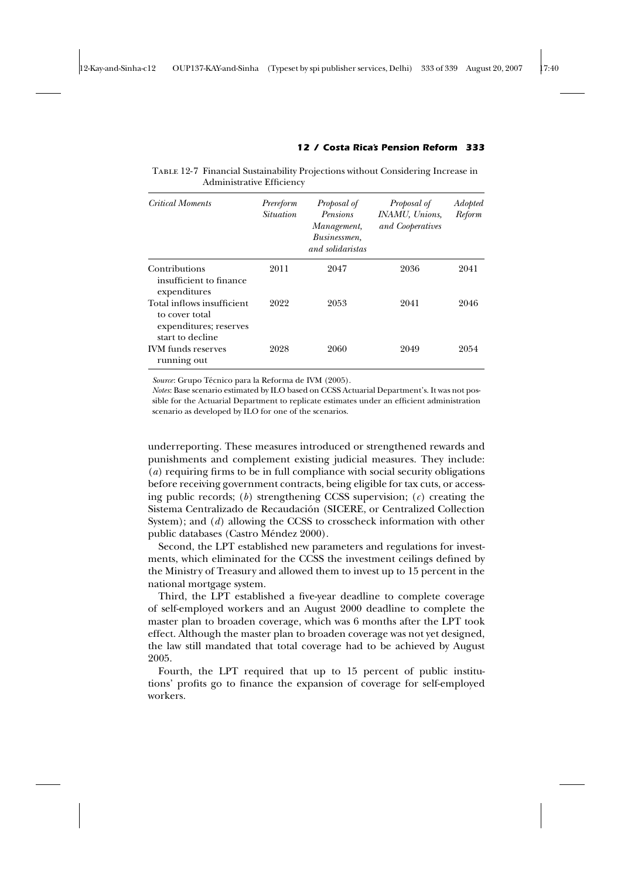Table 12-7 Financial Sustainability Projections without Considering Increase in Administrative Efficiency

| *Critical Moments* | *Prereform Situation* | *Proposal of Pensions Management, Businessmen, and solidaristas* | *Proposal of INAMU, Unions, and Cooperatives* | *Adopted Reform* |
|---|---|---|---|---|
| Contributions insufficient to finance expenditures | 2011 | 2047 | 2036 | 2041 |
| Total inflows insufficient to cover total expenditures; reserves start to decline | 2022 | 2053 | 2041 | 2046 |
| IVM funds reserves running out | 2028 | 2060 | 2049 | 2054 |

*Source*: Grupo Técnico para la Reforma de IVM (2005).

*Notes*: Base scenario estimated by ILO based on CCSS Actuarial Department's. It was not possible for the Actuarial Department to replicate estimates under an efficient administration scenario as developed by ILO for one of the scenarios.

underreporting. These measures introduced or strengthened rewards and punishments and complement existing judicial measures. They include: (*a*) requiring firms to be in full compliance with social security obligations before receiving government contracts, being eligible for tax cuts, or accessing public records; (*b*) strengthening CCSS supervision; (*c*) creating the Sistema Centralizado de Recaudación (SICERE, or Centralized Collection System); and (*d*) allowing the CCSS to crosscheck information with other public databases (Castro Méndez 2000).

Second, the LPT established new parameters and regulations for investments, which eliminated for the CCSS the investment ceilings defined by the Ministry of Treasury and allowed them to invest up to 15 percent in the national mortgage system.

Third, the LPT established a five-year deadline to complete coverage of self-employed workers and an August 2000 deadline to complete the master plan to broaden coverage, which was 6 months after the LPT took effect. Although the master plan to broaden coverage was not yet designed, the law still mandated that total coverage had to be achieved by August 2005.

Fourth, the LPT required that up to 15 percent of public institutions' profits go to finance the expansion of coverage for self-employed workers.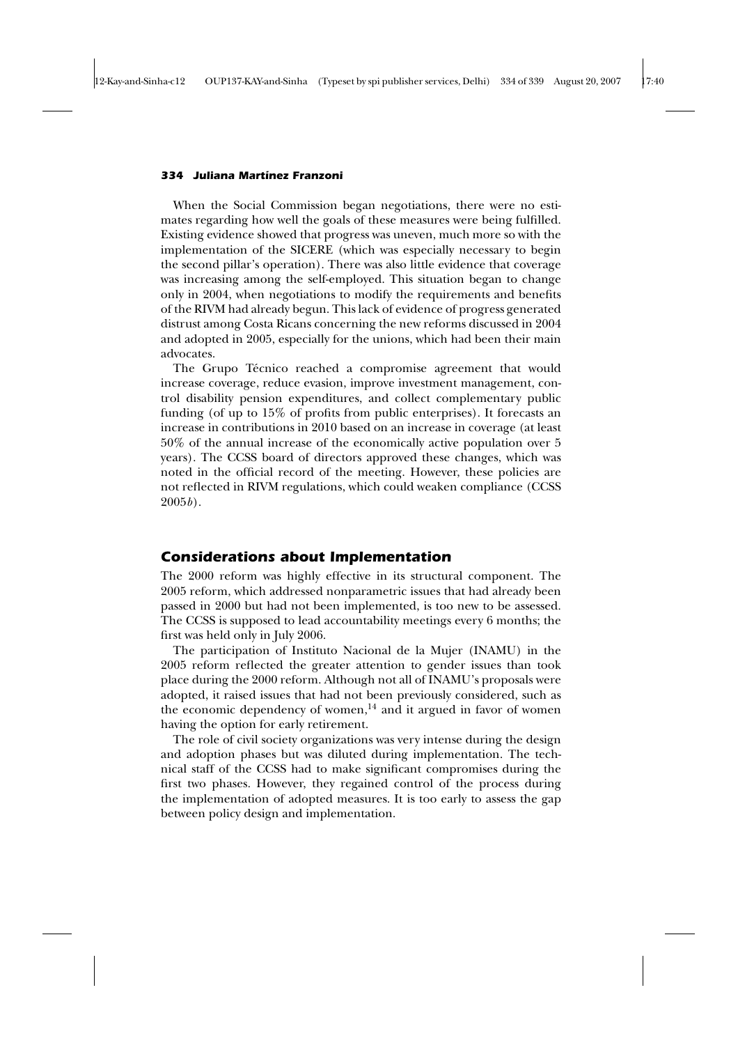When the Social Commission began negotiations, there were no estimates regarding how well the goals of these measures were being fulfilled. Existing evidence showed that progress was uneven, much more so with the implementation of the SICERE (which was especially necessary to begin the second pillar's operation). There was also little evidence that coverage was increasing among the self-employed. This situation began to change only in 2004, when negotiations to modify the requirements and benefits of the RIVM had already begun. This lack of evidence of progress generated distrust among Costa Ricans concerning the new reforms discussed in 2004 and adopted in 2005, especially for the unions, which had been their main advocates.

The Grupo Técnico reached a compromise agreement that would increase coverage, reduce evasion, improve investment management, control disability pension expenditures, and collect complementary public funding (of up to 15% of profits from public enterprises). It forecasts an increase in contributions in 2010 based on an increase in coverage (at least 50% of the annual increase of the economically active population over 5 years). The CCSS board of directors approved these changes, which was noted in the official record of the meeting. However, these policies are not reflected in RIVM regulations, which could weaken compliance (CCSS 2005*b*).

## Considerations about Implementation

The 2000 reform was highly effective in its structural component. The 2005 reform, which addressed nonparametric issues that had already been passed in 2000 but had not been implemented, is too new to be assessed. The CCSS is supposed to lead accountability meetings every 6 months; the first was held only in July 2006.

The participation of Instituto Nacional de la Mujer (INAMU) in the 2005 reform reflected the greater attention to gender issues than took place during the 2000 reform. Although not all of INAMU's proposals were adopted, it raised issues that had not been previously considered, such as the economic dependency of women,[14] and it argued in favor of women having the option for early retirement.

The role of civil society organizations was very intense during the design and adoption phases but was diluted during implementation. The technical staff of the CCSS had to make significant compromises during the first two phases. However, they regained control of the process during the implementation of adopted measures. It is too early to assess the gap between policy design and implementation.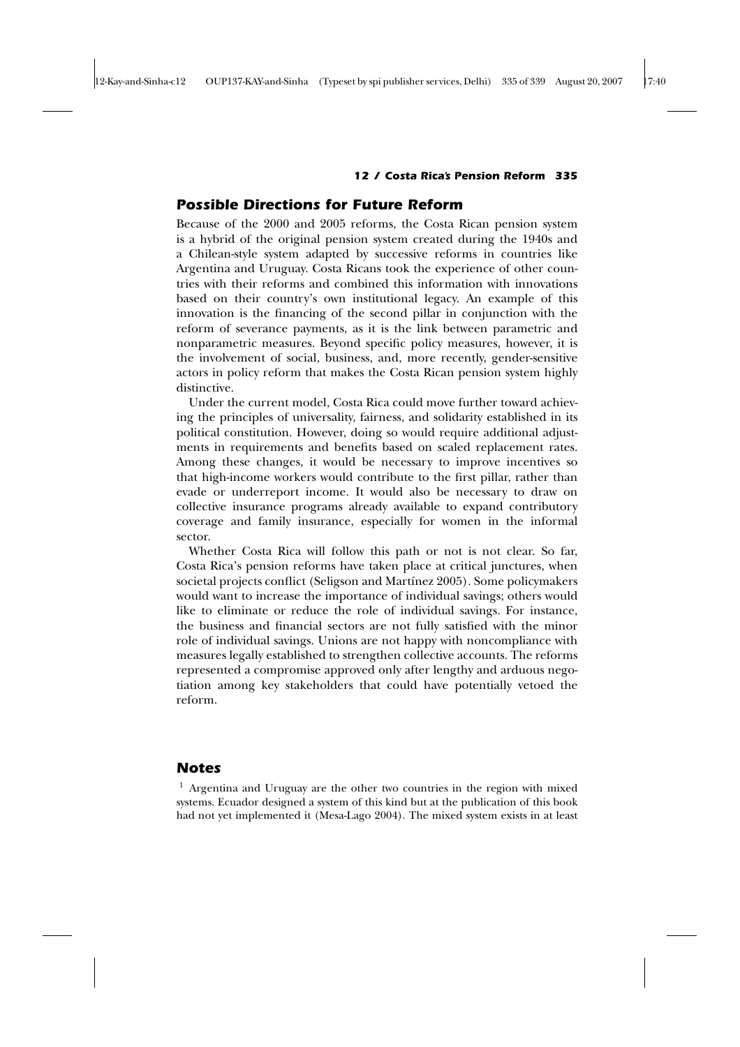## Possible Directions for Future Reform

Because of the 2000 and 2005 reforms, the Costa Rican pension system is a hybrid of the original pension system created during the 1940s and a Chilean-style system adapted by successive reforms in countries like Argentina and Uruguay. Costa Ricans took the experience of other countries with their reforms and combined this information with innovations based on their country's own institutional legacy. An example of this innovation is the financing of the second pillar in conjunction with the reform of severance payments, as it is the link between parametric and nonparametric measures. Beyond specific policy measures, however, it is the involvement of social, business, and, more recently, gender-sensitive actors in policy reform that makes the Costa Rican pension system highly distinctive.

Under the current model, Costa Rica could move further toward achieving the principles of universality, fairness, and solidarity established in its political constitution. However, doing so would require additional adjustments in requirements and benefits based on scaled replacement rates. Among these changes, it would be necessary to improve incentives so that high-income workers would contribute to the first pillar, rather than evade or underreport income. It would also be necessary to draw on collective insurance programs already available to expand contributory coverage and family insurance, especially for women in the informal sector.

Whether Costa Rica will follow this path or not is not clear. So far, Costa Rica's pension reforms have taken place at critical junctures, when societal projects conflict (Seligson and Martínez 2005). Some policymakers would want to increase the importance of individual savings; others would like to eliminate or reduce the role of individual savings. For instance, the business and financial sectors are not fully satisfied with the minor role of individual savings. Unions are not happy with noncompliance with measures legally established to strengthen collective accounts. The reforms represented a compromise approved only after lengthy and arduous negotiation among key stakeholders that could have potentially vetoed the reform.

## Notes

[1] Argentina and Uruguay are the other two countries in the region with mixed systems. Ecuador designed a system of this kind but at the publication of this book had not yet implemented it (Mesa-Lago 2004). The mixed system exists in at least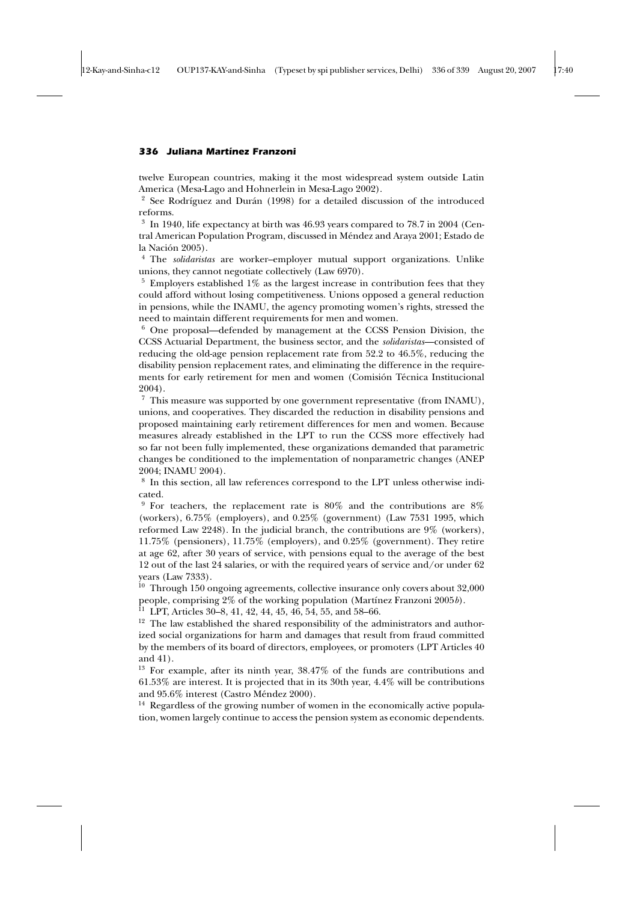twelve European countries, making it the most widespread system outside Latin America (Mesa-Lago and Hohnerlein in Mesa-Lago 2002).

[2] See Rodríguez and Durán (1998) for a detailed discussion of the introduced reforms.

[3] In 1940, life expectancy at birth was 46.93 years compared to 78.7 in 2004 (Central American Population Program, discussed in Méndez and Araya 2001; Estado de la Nación 2005).

[4] The *solidaristas* are worker–employer mutual support organizations. Unlike unions, they cannot negotiate collectively (Law 6970).

[5] Employers established 1% as the largest increase in contribution fees that they could afford without losing competitiveness. Unions opposed a general reduction in pensions, while the INAMU, the agency promoting women's rights, stressed the need to maintain different requirements for men and women.

[6] One proposal—defended by management at the CCSS Pension Division, the CCSS Actuarial Department, the business sector, and the *solidaristas*—consisted of reducing the old-age pension replacement rate from 52.2 to 46.5%, reducing the disability pension replacement rates, and eliminating the difference in the requirements for early retirement for men and women (Comisión Técnica Institucional 2004).

[7] This measure was supported by one government representative (from INAMU), unions, and cooperatives. They discarded the reduction in disability pensions and proposed maintaining early retirement differences for men and women. Because measures already established in the LPT to run the CCSS more effectively had so far not been fully implemented, these organizations demanded that parametric changes be conditioned to the implementation of nonparametric changes (ANEP 2004; INAMU 2004).

[8] In this section, all law references correspond to the LPT unless otherwise indicated.

[9] For teachers, the replacement rate is 80% and the contributions are 8% (workers), 6.75% (employers), and 0.25% (government) (Law 7531 1995, which reformed Law 2248). In the judicial branch, the contributions are 9% (workers), 11.75% (pensioners), 11.75% (employers), and 0.25% (government). They retire at age 62, after 30 years of service, with pensions equal to the average of the best 12 out of the last 24 salaries, or with the required years of service and/or under 62 years (Law 7333).

[10] Through 150 ongoing agreements, collective insurance only covers about 32,000 people, comprising 2% of the working population (Martínez Franzoni 2005*b*).

[11] LPT, Articles 30–8, 41, 42, 44, 45, 46, 54, 55, and 58–66.

[12] The law established the shared responsibility of the administrators and authorized social organizations for harm and damages that result from fraud committed by the members of its board of directors, employees, or promoters (LPT Articles 40 and 41).

[13] For example, after its ninth year, 38.47% of the funds are contributions and 61.53% are interest. It is projected that in its 30th year, 4.4% will be contributions and 95.6% interest (Castro Méndez 2000).

[14] Regardless of the growing number of women in the economically active population, women largely continue to access the pension system as economic dependents.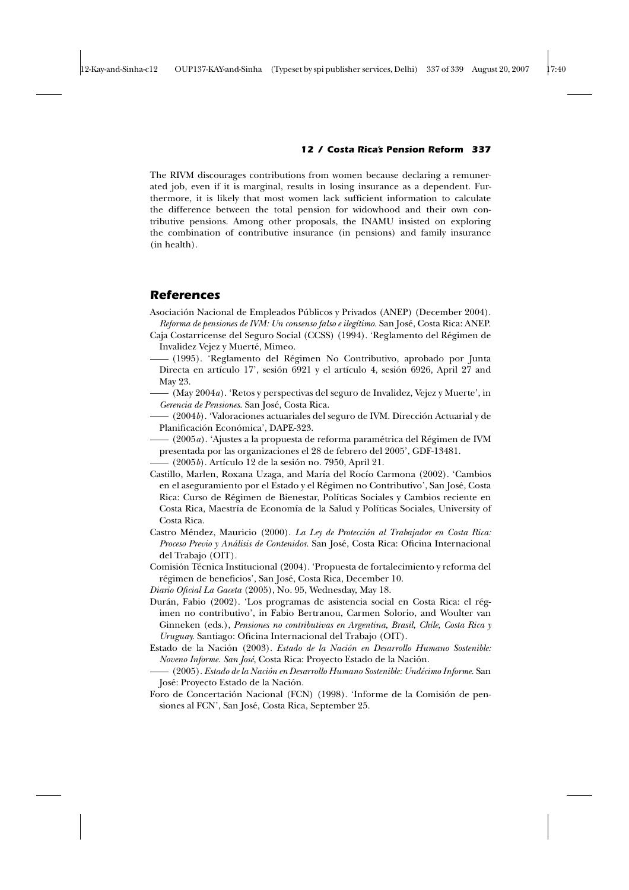The RIVM discourages contributions from women because declaring a remunerated job, even if it is marginal, results in losing insurance as a dependent. Furthermore, it is likely that most women lack sufficient information to calculate the difference between the total pension for widowhood and their own contributive pensions. Among other proposals, the INAMU insisted on exploring the combination of contributive insurance (in pensions) and family insurance (in health).

## References

Asociación Nacional de Empleados Públicos y Privados (ANEP) (December 2004). *Reforma de pensiones de IVM: Un consenso falso e ilegítimo*. San José, Costa Rica: ANEP.

Caja Costarricense del Seguro Social (CCSS) (1994). 'Reglamento del Régimen de Invalidez Vejez y Muerté, Mimeo.

—— (1995). 'Reglamento del Régimen No Contributivo, aprobado por Junta Directa en artículo 17', sesión 6921 y el artículo 4, sesión 6926, April 27 and May 23.

—— (May 2004*a*). 'Retos y perspectivas del seguro de Invalidez, Vejez y Muerte', in *Gerencia de Pensiones*. San José, Costa Rica.

—— (2004*b*). 'Valoraciones actuariales del seguro de IVM. Dirección Actuarial y de Planificación Económica', DAPE-323.

—— (2005*a*). 'Ajustes a la propuesta de reforma paramétrica del Régimen de IVM presentada por las organizaciones el 28 de febrero del 2005', GDF-13481.

—— (2005*b*). Artículo 12 de la sesión no. 7950, April 21.

Castillo, Marlen, Roxana Uzaga, and María del Rocío Carmona (2002). 'Cambios en el aseguramiento por el Estado y el Régimen no Contributivo', San José, Costa Rica: Curso de Régimen de Bienestar, Políticas Sociales y Cambios reciente en Costa Rica, Maestría de Economía de la Salud y Políticas Sociales, University of Costa Rica.

Castro Méndez, Mauricio (2000). *La Ley de Protección al Trabajador en Costa Rica: Proceso Previo y Análisis de Contenidos*. San José, Costa Rica: Oficina Internacional del Trabajo (OIT).

Comisión Técnica Institucional (2004). 'Propuesta de fortalecimiento y reforma del régimen de beneficios', San José, Costa Rica, December 10.

*Diario Oficial La Gaceta* (2005), No. 95, Wednesday, May 18.

Durán, Fabio (2002). 'Los programas de asistencia social en Costa Rica: el régimen no contributivo', in Fabio Bertranou, Carmen Solorio, and Woulter van Ginneken (eds.), *Pensiones no contributivas en Argentina, Brasil, Chile, Costa Rica y Uruguay*. Santiago: Oficina Internacional del Trabajo (OIT).

Estado de la Nación (2003). *Estado de la Nación en Desarrollo Humano Sostenible: Noveno Informe. San José*, Costa Rica: Proyecto Estado de la Nación.

—— (2005). *Estado de la Nación en Desarrollo Humano Sostenible: Undécimo Informe*. San José: Proyecto Estado de la Nación.

Foro de Concertación Nacional (FCN) (1998). 'Informe de la Comisión de pensiones al FCN', San José, Costa Rica, September 25.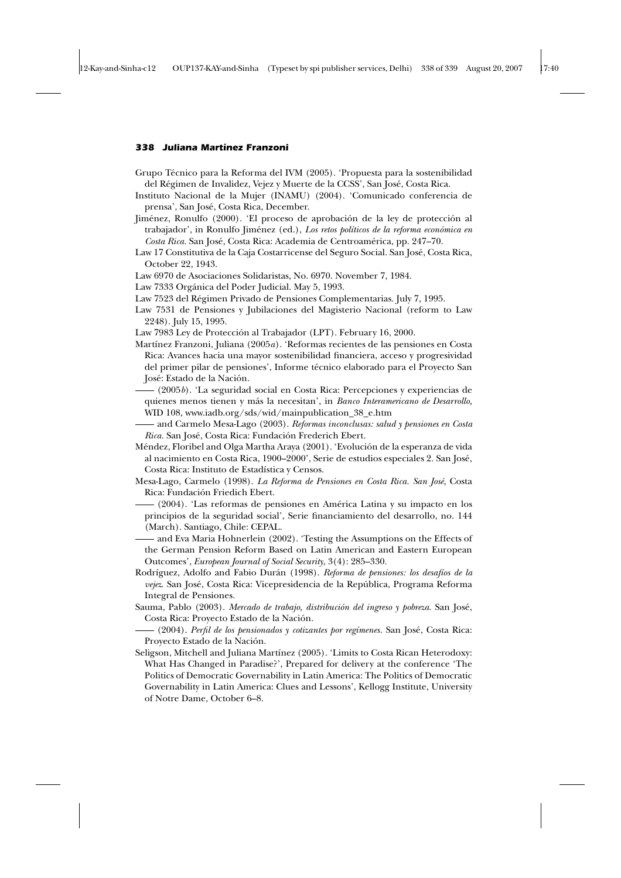Grupo Técnico para la Reforma del IVM (2005). 'Propuesta para la sostenibilidad del Régimen de Invalidez, Vejez y Muerte de la CCSS', San José, Costa Rica.

Instituto Nacional de la Mujer (INAMU) (2004). 'Comunicado conferencia de prensa', San José, Costa Rica, December.

Jiménez, Ronulfo (2000). 'El proceso de aprobación de la ley de protección al trabajador', in Ronulfo Jiménez (ed.), *Los retos políticos de la reforma económica en Costa Rica*. San José, Costa Rica: Academia de Centroamérica, pp. 247–70.

Law 17 Constitutiva de la Caja Costarricense del Seguro Social. San José, Costa Rica, October 22, 1943.

Law 6970 de Asociaciones Solidaristas, No. 6970. November 7, 1984.

Law 7333 Orgánica del Poder Judicial. May 5, 1993.

Law 7523 del Régimen Privado de Pensiones Complementarias. July 7, 1995.

Law 7531 de Pensiones y Jubilaciones del Magisterio Nacional (reform to Law 2248). July 15, 1995.

Law 7983 Ley de Protección al Trabajador (LPT). February 16, 2000.

Martínez Franzoni, Juliana (2005*a*). 'Reformas recientes de las pensiones en Costa Rica: Avances hacia una mayor sostenibilidad financiera, acceso y progresividad del primer pilar de pensiones', Informe técnico elaborado para el Proyecto San José: Estado de la Nación.

—— (2005*b*). 'La seguridad social en Costa Rica: Percepciones y experiencias de quienes menos tienen y más la necesitan', in *Banco Interamericano de Desarrollo,* WID 108, www.iadb.org/sds/wid/mainpublication_38_e.htm

—— and Carmelo Mesa-Lago (2003). *Reformas inconclusas: salud y pensiones en Costa Rica*. San José, Costa Rica: Fundación Frederich Ebert.

Méndez, Floribel and Olga Martha Araya (2001). 'Evolución de la esperanza de vida al nacimiento en Costa Rica, 1900–2000', Serie de estudios especiales 2. San José, Costa Rica: Instituto de Estadística y Censos.

Mesa-Lago, Carmelo (1998). *La Reforma de Pensiones en Costa Rica. San José,* Costa Rica: Fundación Friedich Ebert.

—— (2004). 'Las reformas de pensiones en América Latina y su impacto en los principios de la seguridad social', Serie financiamiento del desarrollo, no. 144 (March). Santiago, Chile: CEPAL.

—— and Eva Maria Hohnerlein (2002). 'Testing the Assumptions on the Effects of the German Pension Reform Based on Latin American and Eastern European Outcomes', *European Journal of Social Security*, 3(4): 285–330.

Rodríguez, Adolfo and Fabio Durán (1998). *Reforma de pensiones: los desafíos de la vejez*. San José, Costa Rica: Vicepresidencia de la República, Programa Reforma Integral de Pensiones.

Sauma, Pablo (2003). *Mercado de trabajo, distribución del ingreso y pobreza*. San José, Costa Rica: Proyecto Estado de la Nación.

—— (2004). *Perfil de los pensionados y cotizantes por regímenes*. San José, Costa Rica: Proyecto Estado de la Nación.

Seligson, Mitchell and Juliana Martínez (2005). 'Limits to Costa Rican Heterodoxy: What Has Changed in Paradise?', Prepared for delivery at the conference 'The Politics of Democratic Governability in Latin America: The Politics of Democratic Governability in Latin America: Clues and Lessons', Kellogg Institute, University of Notre Dame, October 6–8.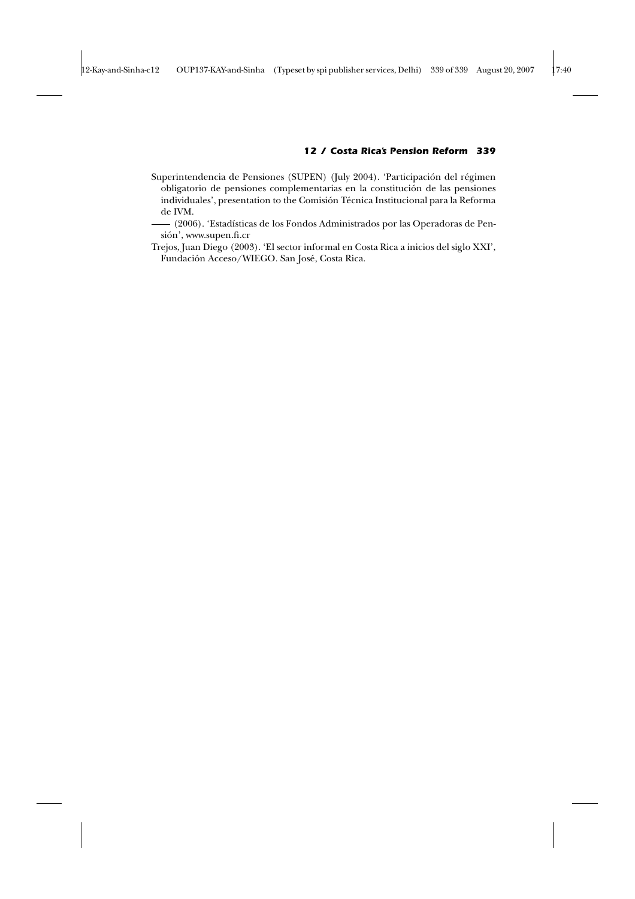Superintendencia de Pensiones (SUPEN) (July 2004). 'Participación del régimen obligatorio de pensiones complementarias en la constitución de las pensiones individuales', presentation to the Comisión Técnica Institucional para la Reforma de IVM.

—— (2006). 'Estadísticas de los Fondos Administrados por las Operadoras de Pensión', www.supen.fi.cr

Trejos, Juan Diego (2003). 'El sector informal en Costa Rica a inicios del siglo XXI', Fundación Acceso/WIEGO. San José, Costa Rica.